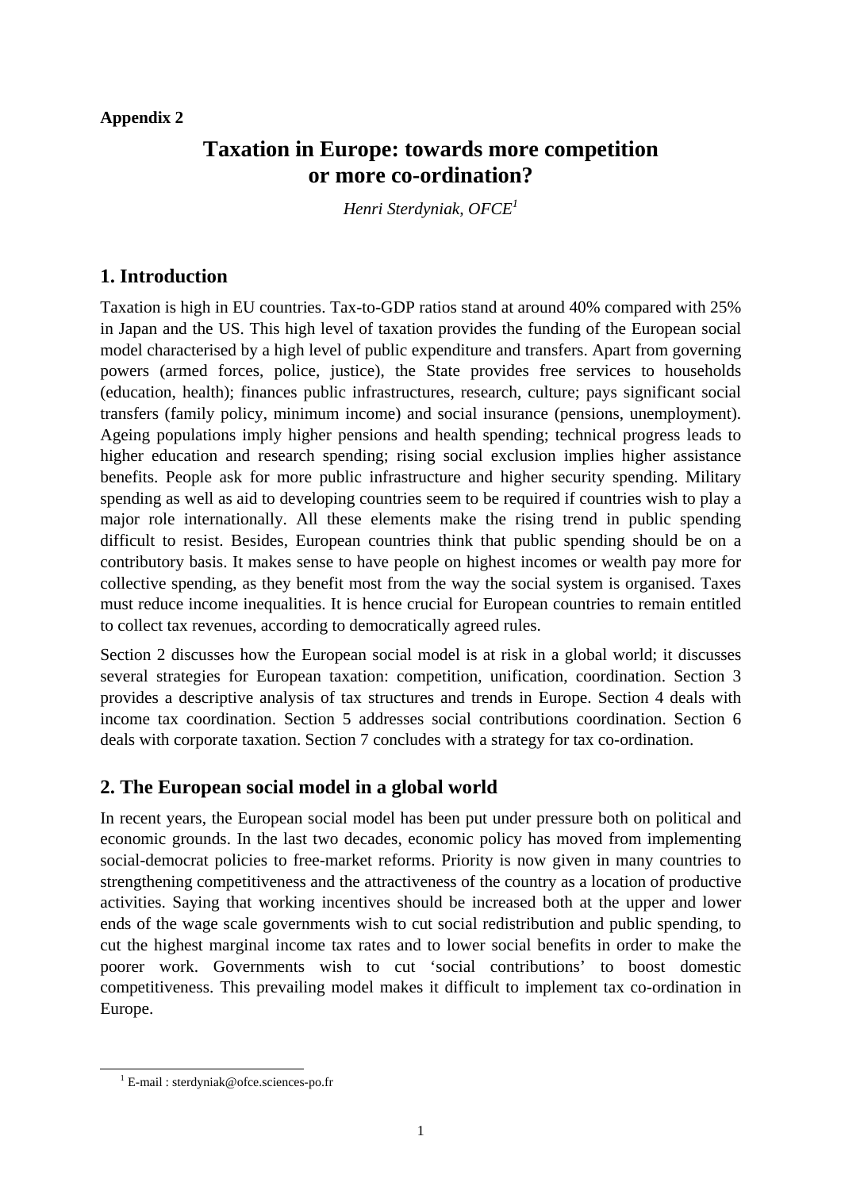**Appendix 2**

# Taxation in Europe: towards more competition or more co-ordination?

*Henri Sterdyniak, OFCE*[1]

## 1. Introduction

Taxation is high in EU countries. Tax-to-GDP ratios stand at around 40% compared with 25% in Japan and the US. This high level of taxation provides the funding of the European social model characterised by a high level of public expenditure and transfers. Apart from governing powers (armed forces, police, justice), the State provides free services to households (education, health); finances public infrastructures, research, culture; pays significant social transfers (family policy, minimum income) and social insurance (pensions, unemployment). Ageing populations imply higher pensions and health spending; technical progress leads to higher education and research spending; rising social exclusion implies higher assistance benefits. People ask for more public infrastructure and higher security spending. Military spending as well as aid to developing countries seem to be required if countries wish to play a major role internationally. All these elements make the rising trend in public spending difficult to resist. Besides, European countries think that public spending should be on a contributory basis. It makes sense to have people on highest incomes or wealth pay more for collective spending, as they benefit most from the way the social system is organised. Taxes must reduce income inequalities. It is hence crucial for European countries to remain entitled to collect tax revenues, according to democratically agreed rules.

Section 2 discusses how the European social model is at risk in a global world; it discusses several strategies for European taxation: competition, unification, coordination. Section 3 provides a descriptive analysis of tax structures and trends in Europe. Section 4 deals with income tax coordination. Section 5 addresses social contributions coordination. Section 6 deals with corporate taxation. Section 7 concludes with a strategy for tax co-ordination.

## 2. The European social model in a global world

In recent years, the European social model has been put under pressure both on political and economic grounds. In the last two decades, economic policy has moved from implementing social-democrat policies to free-market reforms. Priority is now given in many countries to strengthening competitiveness and the attractiveness of the country as a location of productive activities. Saying that working incentives should be increased both at the upper and lower ends of the wage scale governments wish to cut social redistribution and public spending, to cut the highest marginal income tax rates and to lower social benefits in order to make the poorer work. Governments wish to cut 'social contributions' to boost domestic competitiveness. This prevailing model makes it difficult to implement tax co-ordination in Europe.

[1] E-mail : sterdyniak@ofce.sciences-po.fr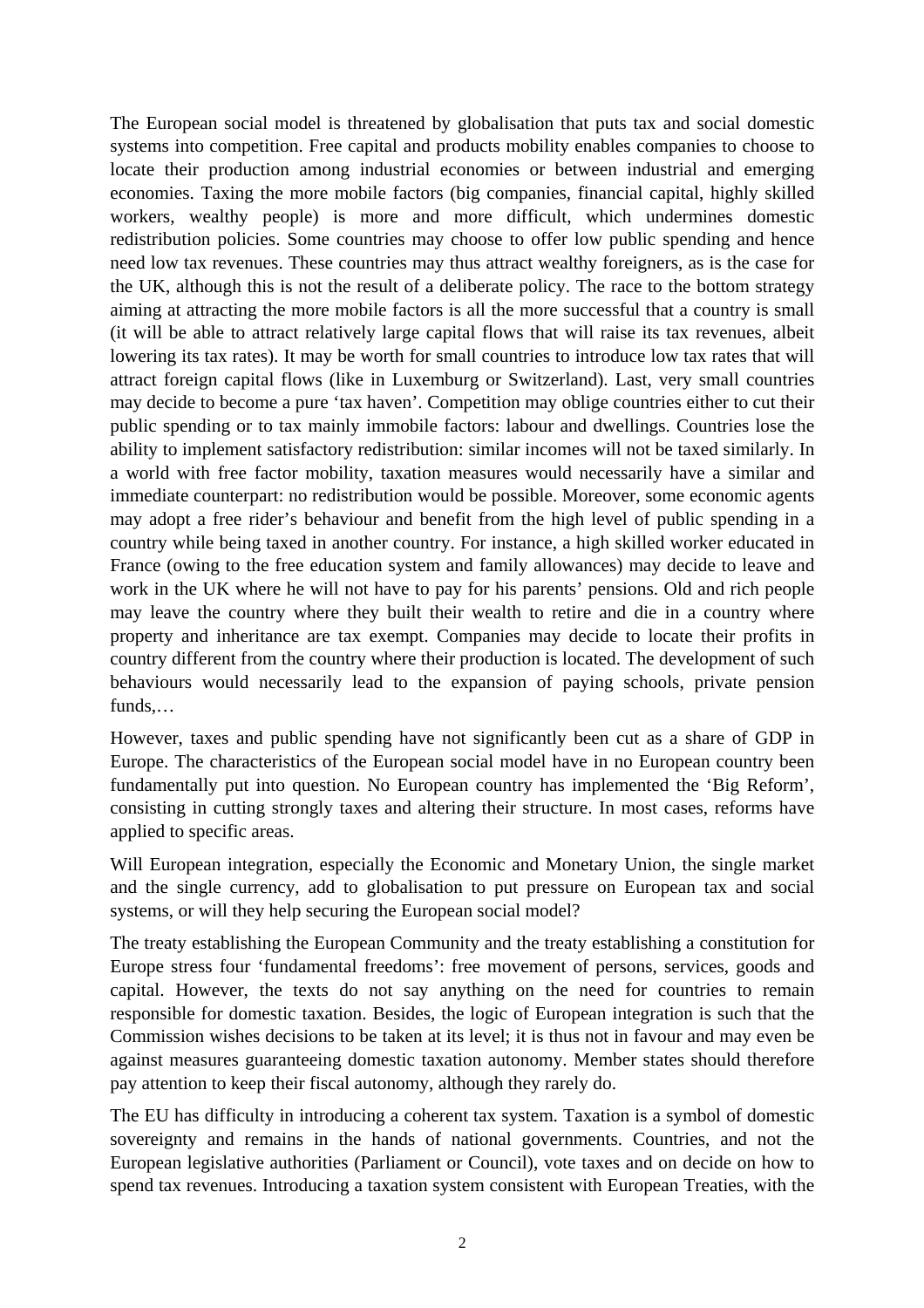The European social model is threatened by globalisation that puts tax and social domestic systems into competition. Free capital and products mobility enables companies to choose to locate their production among industrial economies or between industrial and emerging economies. Taxing the more mobile factors (big companies, financial capital, highly skilled workers, wealthy people) is more and more difficult, which undermines domestic redistribution policies. Some countries may choose to offer low public spending and hence need low tax revenues. These countries may thus attract wealthy foreigners, as is the case for the UK, although this is not the result of a deliberate policy. The race to the bottom strategy aiming at attracting the more mobile factors is all the more successful that a country is small (it will be able to attract relatively large capital flows that will raise its tax revenues, albeit lowering its tax rates). It may be worth for small countries to introduce low tax rates that will attract foreign capital flows (like in Luxemburg or Switzerland). Last, very small countries may decide to become a pure 'tax haven'. Competition may oblige countries either to cut their public spending or to tax mainly immobile factors: labour and dwellings. Countries lose the ability to implement satisfactory redistribution: similar incomes will not be taxed similarly. In a world with free factor mobility, taxation measures would necessarily have a similar and immediate counterpart: no redistribution would be possible. Moreover, some economic agents may adopt a free rider's behaviour and benefit from the high level of public spending in a country while being taxed in another country. For instance, a high skilled worker educated in France (owing to the free education system and family allowances) may decide to leave and work in the UK where he will not have to pay for his parents' pensions. Old and rich people may leave the country where they built their wealth to retire and die in a country where property and inheritance are tax exempt. Companies may decide to locate their profits in country different from the country where their production is located. The development of such behaviours would necessarily lead to the expansion of paying schools, private pension funds,…

However, taxes and public spending have not significantly been cut as a share of GDP in Europe. The characteristics of the European social model have in no European country been fundamentally put into question. No European country has implemented the 'Big Reform', consisting in cutting strongly taxes and altering their structure. In most cases, reforms have applied to specific areas.

Will European integration, especially the Economic and Monetary Union, the single market and the single currency, add to globalisation to put pressure on European tax and social systems, or will they help securing the European social model?

The treaty establishing the European Community and the treaty establishing a constitution for Europe stress four 'fundamental freedoms': free movement of persons, services, goods and capital. However, the texts do not say anything on the need for countries to remain responsible for domestic taxation. Besides, the logic of European integration is such that the Commission wishes decisions to be taken at its level; it is thus not in favour and may even be against measures guaranteeing domestic taxation autonomy. Member states should therefore pay attention to keep their fiscal autonomy, although they rarely do.

The EU has difficulty in introducing a coherent tax system. Taxation is a symbol of domestic sovereignty and remains in the hands of national governments. Countries, and not the European legislative authorities (Parliament or Council), vote taxes and on decide on how to spend tax revenues. Introducing a taxation system consistent with European Treaties, with the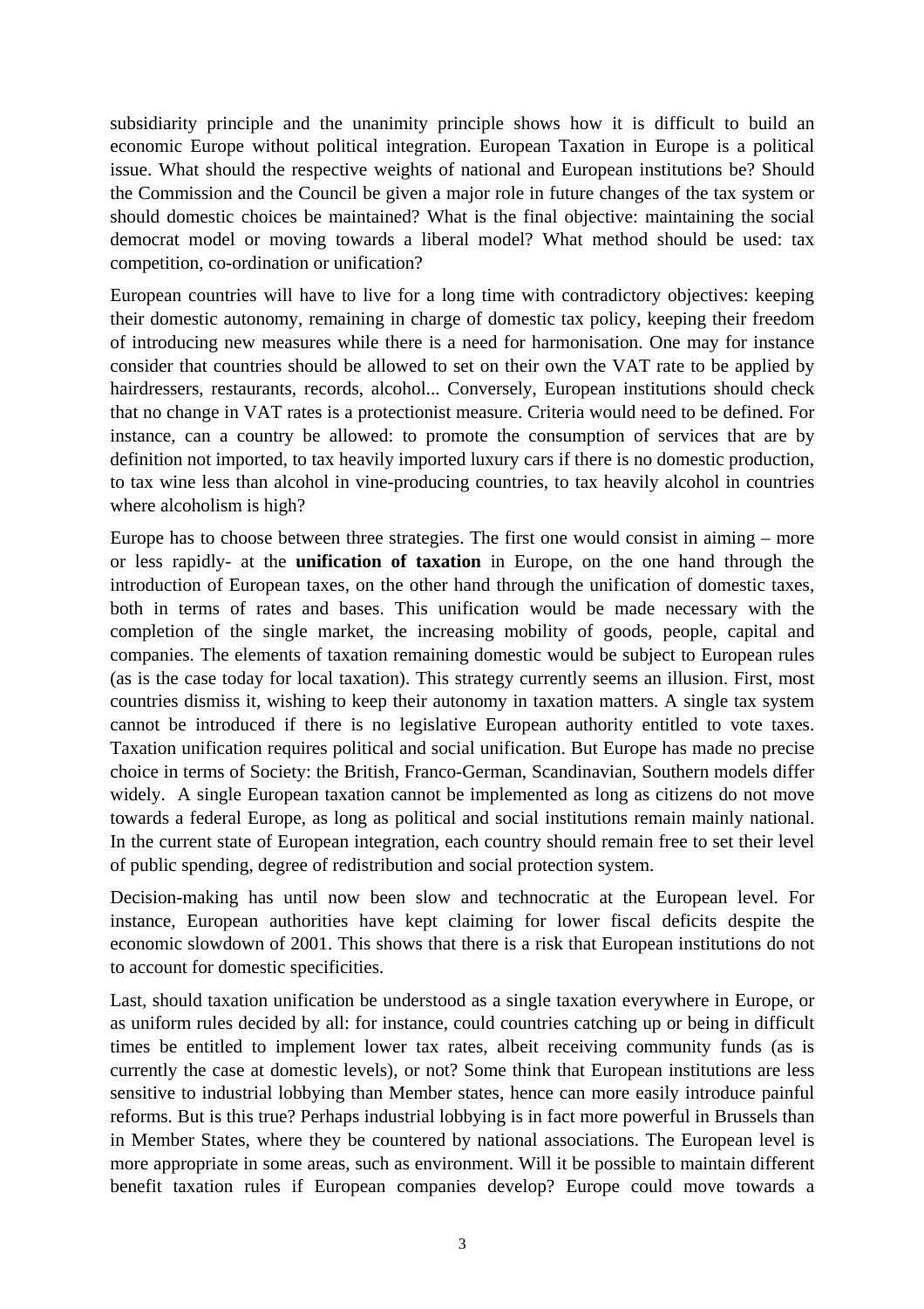subsidiarity principle and the unanimity principle shows how it is difficult to build an economic Europe without political integration. European Taxation in Europe is a political issue. What should the respective weights of national and European institutions be? Should the Commission and the Council be given a major role in future changes of the tax system or should domestic choices be maintained? What is the final objective: maintaining the social democrat model or moving towards a liberal model? What method should be used: tax competition, co-ordination or unification?

European countries will have to live for a long time with contradictory objectives: keeping their domestic autonomy, remaining in charge of domestic tax policy, keeping their freedom of introducing new measures while there is a need for harmonisation. One may for instance consider that countries should be allowed to set on their own the VAT rate to be applied by hairdressers, restaurants, records, alcohol... Conversely, European institutions should check that no change in VAT rates is a protectionist measure. Criteria would need to be defined. For instance, can a country be allowed: to promote the consumption of services that are by definition not imported, to tax heavily imported luxury cars if there is no domestic production, to tax wine less than alcohol in vine-producing countries, to tax heavily alcohol in countries where alcoholism is high?

Europe has to choose between three strategies. The first one would consist in aiming – more or less rapidly- at the **unification of taxation** in Europe, on the one hand through the introduction of European taxes, on the other hand through the unification of domestic taxes, both in terms of rates and bases. This unification would be made necessary with the completion of the single market, the increasing mobility of goods, people, capital and companies. The elements of taxation remaining domestic would be subject to European rules (as is the case today for local taxation). This strategy currently seems an illusion. First, most countries dismiss it, wishing to keep their autonomy in taxation matters. A single tax system cannot be introduced if there is no legislative European authority entitled to vote taxes. Taxation unification requires political and social unification. But Europe has made no precise choice in terms of Society: the British, Franco-German, Scandinavian, Southern models differ widely. A single European taxation cannot be implemented as long as citizens do not move towards a federal Europe, as long as political and social institutions remain mainly national. In the current state of European integration, each country should remain free to set their level of public spending, degree of redistribution and social protection system.

Decision-making has until now been slow and technocratic at the European level. For instance, European authorities have kept claiming for lower fiscal deficits despite the economic slowdown of 2001. This shows that there is a risk that European institutions do not to account for domestic specificities.

Last, should taxation unification be understood as a single taxation everywhere in Europe, or as uniform rules decided by all: for instance, could countries catching up or being in difficult times be entitled to implement lower tax rates, albeit receiving community funds (as is currently the case at domestic levels), or not? Some think that European institutions are less sensitive to industrial lobbying than Member states, hence can more easily introduce painful reforms. But is this true? Perhaps industrial lobbying is in fact more powerful in Brussels than in Member States, where they be countered by national associations. The European level is more appropriate in some areas, such as environment. Will it be possible to maintain different benefit taxation rules if European companies develop? Europe could move towards a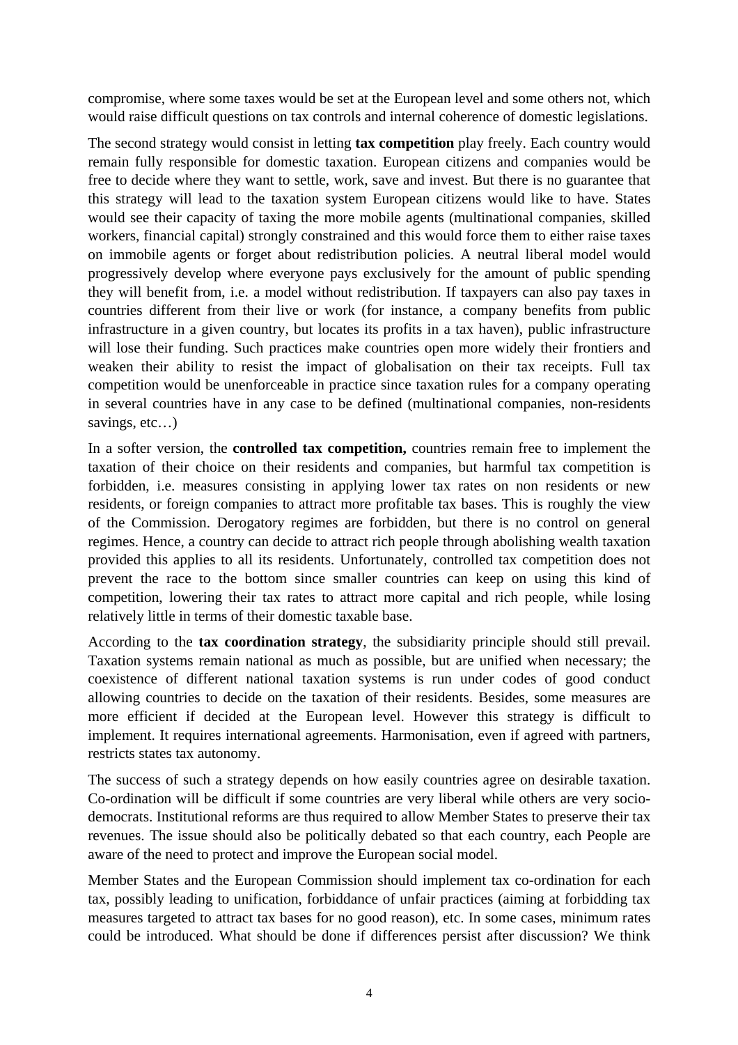compromise, where some taxes would be set at the European level and some others not, which would raise difficult questions on tax controls and internal coherence of domestic legislations.

The second strategy would consist in letting **tax competition** play freely. Each country would remain fully responsible for domestic taxation. European citizens and companies would be free to decide where they want to settle, work, save and invest. But there is no guarantee that this strategy will lead to the taxation system European citizens would like to have. States would see their capacity of taxing the more mobile agents (multinational companies, skilled workers, financial capital) strongly constrained and this would force them to either raise taxes on immobile agents or forget about redistribution policies. A neutral liberal model would progressively develop where everyone pays exclusively for the amount of public spending they will benefit from, i.e. a model without redistribution. If taxpayers can also pay taxes in countries different from their live or work (for instance, a company benefits from public infrastructure in a given country, but locates its profits in a tax haven), public infrastructure will lose their funding. Such practices make countries open more widely their frontiers and weaken their ability to resist the impact of globalisation on their tax receipts. Full tax competition would be unenforceable in practice since taxation rules for a company operating in several countries have in any case to be defined (multinational companies, non-residents savings, etc…)

In a softer version, the **controlled tax competition,** countries remain free to implement the taxation of their choice on their residents and companies, but harmful tax competition is forbidden, i.e. measures consisting in applying lower tax rates on non residents or new residents, or foreign companies to attract more profitable tax bases. This is roughly the view of the Commission. Derogatory regimes are forbidden, but there is no control on general regimes. Hence, a country can decide to attract rich people through abolishing wealth taxation provided this applies to all its residents. Unfortunately, controlled tax competition does not prevent the race to the bottom since smaller countries can keep on using this kind of competition, lowering their tax rates to attract more capital and rich people, while losing relatively little in terms of their domestic taxable base.

According to the **tax coordination strategy**, the subsidiarity principle should still prevail. Taxation systems remain national as much as possible, but are unified when necessary; the coexistence of different national taxation systems is run under codes of good conduct allowing countries to decide on the taxation of their residents. Besides, some measures are more efficient if decided at the European level. However this strategy is difficult to implement. It requires international agreements. Harmonisation, even if agreed with partners, restricts states tax autonomy.

The success of such a strategy depends on how easily countries agree on desirable taxation. Co-ordination will be difficult if some countries are very liberal while others are very socio-democrats. Institutional reforms are thus required to allow Member States to preserve their tax revenues. The issue should also be politically debated so that each country, each People are aware of the need to protect and improve the European social model.

Member States and the European Commission should implement tax co-ordination for each tax, possibly leading to unification, forbiddance of unfair practices (aiming at forbidding tax measures targeted to attract tax bases for no good reason), etc. In some cases, minimum rates could be introduced. What should be done if differences persist after discussion? We think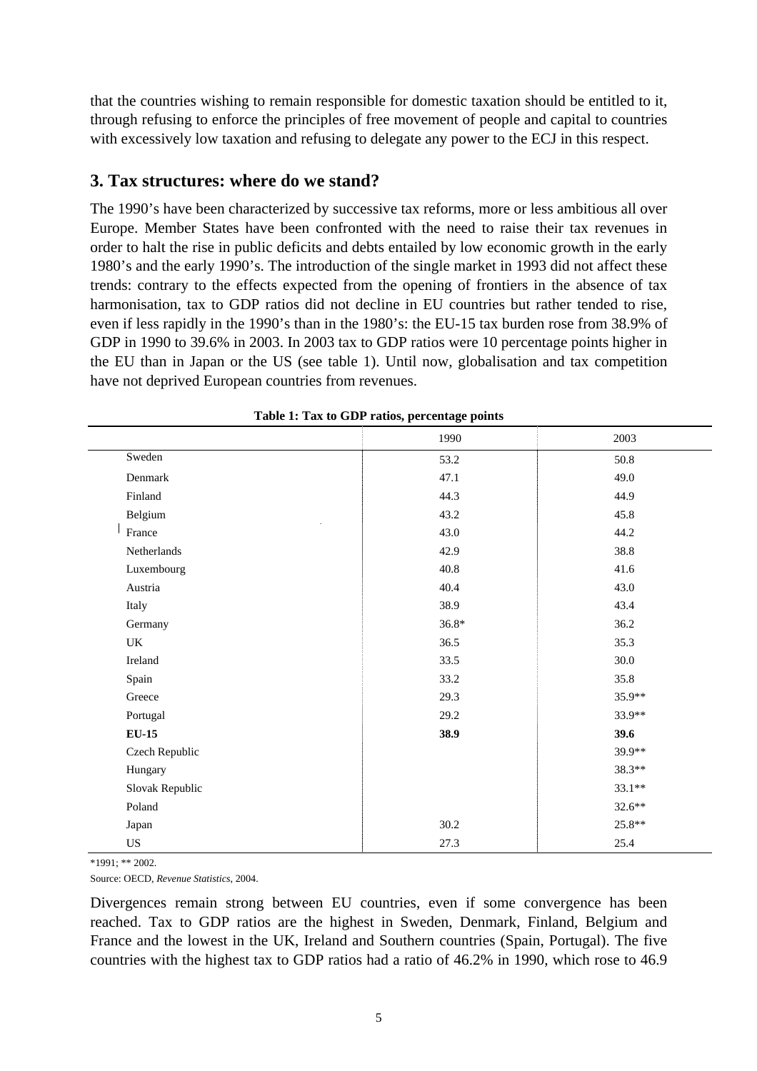that the countries wishing to remain responsible for domestic taxation should be entitled to it, through refusing to enforce the principles of free movement of people and capital to countries with excessively low taxation and refusing to delegate any power to the ECJ in this respect.

## 3. Tax structures: where do we stand?

The 1990's have been characterized by successive tax reforms, more or less ambitious all over Europe. Member States have been confronted with the need to raise their tax revenues in order to halt the rise in public deficits and debts entailed by low economic growth in the early 1980's and the early 1990's. The introduction of the single market in 1993 did not affect these trends: contrary to the effects expected from the opening of frontiers in the absence of tax harmonisation, tax to GDP ratios did not decline in EU countries but rather tended to rise, even if less rapidly in the 1990's than in the 1980's: the EU-15 tax burden rose from 38.9% of GDP in 1990 to 39.6% in 2003. In 2003 tax to GDP ratios were 10 percentage points higher in the EU than in Japan or the US (see table 1). Until now, globalisation and tax competition have not deprived European countries from revenues.

**Table 1: Tax to GDP ratios, percentage points**

| | 1990 | 2003 |
|---|---|---|
| Sweden | 53.2 | 50.8 |
| Denmark | 47.1 | 49.0 |
| Finland | 44.3 | 44.9 |
| Belgium | 43.2 | 45.8 |
| France | 43.0 | 44.2 |
| Netherlands | 42.9 | 38.8 |
| Luxembourg | 40.8 | 41.6 |
| Austria | 40.4 | 43.0 |
| Italy | 38.9 | 43.4 |
| Germany | 36.8* | 36.2 |
| UK | 36.5 | 35.3 |
| Ireland | 33.5 | 30.0 |
| Spain | 33.2 | 35.8 |
| Greece | 29.3 | 35.9** |
| Portugal | 29.2 | 33.9** |
| **EU-15** | **38.9** | **39.6** |
| Czech Republic | | 39.9** |
| Hungary | | 38.3** |
| Slovak Republic | | 33.1** |
| Poland | | 32.6** |
| Japan | 30.2 | 25.8** |
| US | 27.3 | 25.4 |

*1991; ** 2002.

Source: OECD, *Revenue Statistics*, 2004.

Divergences remain strong between EU countries, even if some convergence has been reached. Tax to GDP ratios are the highest in Sweden, Denmark, Finland, Belgium and France and the lowest in the UK, Ireland and Southern countries (Spain, Portugal). The five countries with the highest tax to GDP ratios had a ratio of 46.2% in 1990, which rose to 46.9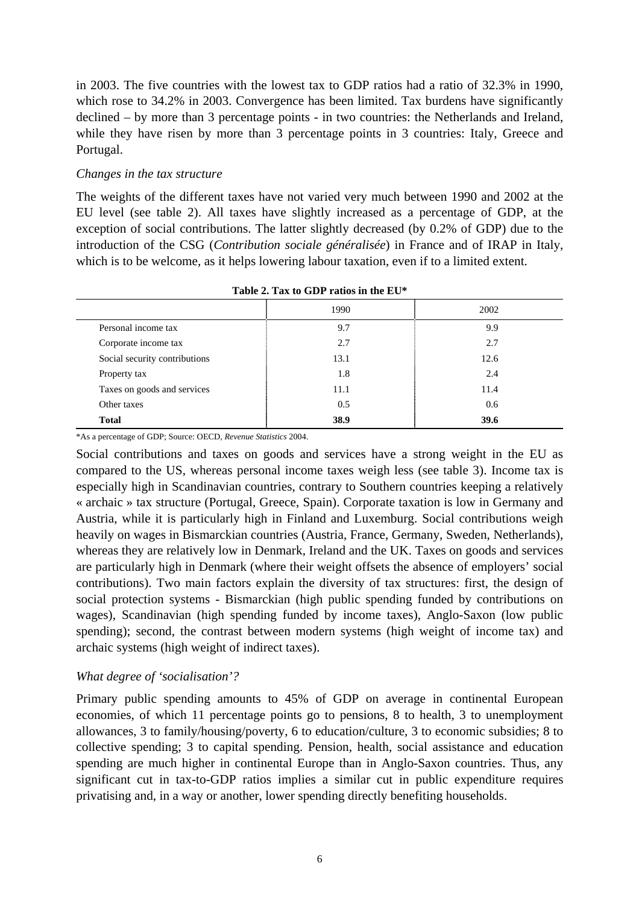in 2003. The five countries with the lowest tax to GDP ratios had a ratio of 32.3% in 1990, which rose to 34.2% in 2003. Convergence has been limited. Tax burdens have significantly declined – by more than 3 percentage points - in two countries: the Netherlands and Ireland, while they have risen by more than 3 percentage points in 3 countries: Italy, Greece and Portugal.

*Changes in the tax structure*

The weights of the different taxes have not varied very much between 1990 and 2002 at the EU level (see table 2). All taxes have slightly increased as a percentage of GDP, at the exception of social contributions. The latter slightly decreased (by 0.2% of GDP) due to the introduction of the CSG (*Contribution sociale généralisée*) in France and of IRAP in Italy, which is to be welcome, as it helps lowering labour taxation, even if to a limited extent.

**Table 2. Tax to GDP ratios in the EU***

| | 1990 | 2002 |
|---|---|---|
| Personal income tax | 9.7 | 9.9 |
| Corporate income tax | 2.7 | 2.7 |
| Social security contributions | 13.1 | 12.6 |
| Property tax | 1.8 | 2.4 |
| Taxes on goods and services | 11.1 | 11.4 |
| Other taxes | 0.5 | 0.6 |
| **Total** | **38.9** | **39.6** |

*As a percentage of GDP; Source: OECD, *Revenue Statistics* 2004.

Social contributions and taxes on goods and services have a strong weight in the EU as compared to the US, whereas personal income taxes weigh less (see table 3). Income tax is especially high in Scandinavian countries, contrary to Southern countries keeping a relatively « archaic » tax structure (Portugal, Greece, Spain). Corporate taxation is low in Germany and Austria, while it is particularly high in Finland and Luxemburg. Social contributions weigh heavily on wages in Bismarckian countries (Austria, France, Germany, Sweden, Netherlands), whereas they are relatively low in Denmark, Ireland and the UK. Taxes on goods and services are particularly high in Denmark (where their weight offsets the absence of employers' social contributions). Two main factors explain the diversity of tax structures: first, the design of social protection systems - Bismarckian (high public spending funded by contributions on wages), Scandinavian (high spending funded by income taxes), Anglo-Saxon (low public spending); second, the contrast between modern systems (high weight of income tax) and archaic systems (high weight of indirect taxes).

*What degree of 'socialisation'?*

Primary public spending amounts to 45% of GDP on average in continental European economies, of which 11 percentage points go to pensions, 8 to health, 3 to unemployment allowances, 3 to family/housing/poverty, 6 to education/culture, 3 to economic subsidies; 8 to collective spending; 3 to capital spending. Pension, health, social assistance and education spending are much higher in continental Europe than in Anglo-Saxon countries. Thus, any significant cut in tax-to-GDP ratios implies a similar cut in public expenditure requires privatising and, in a way or another, lower spending directly benefiting households.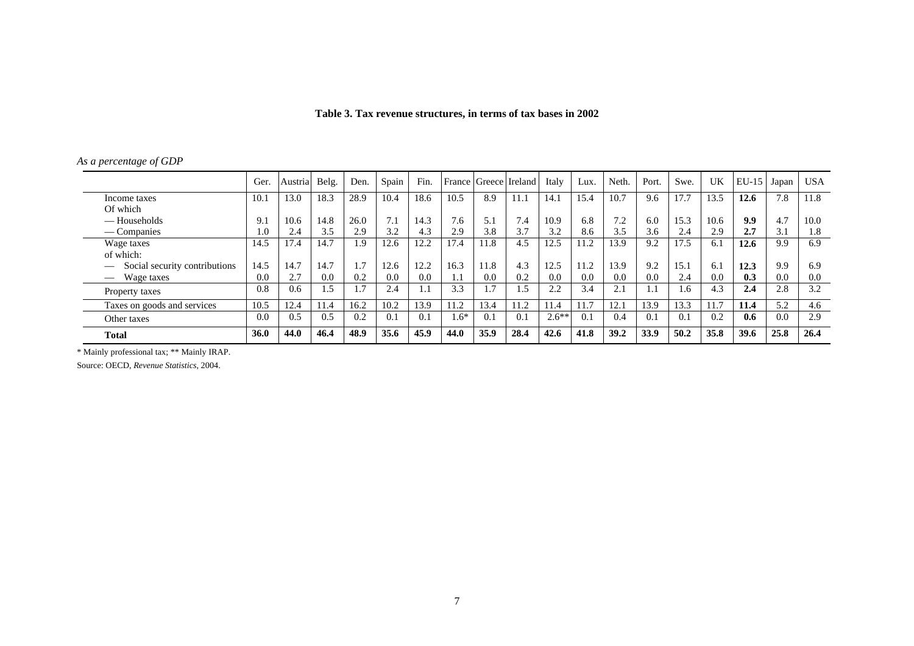**Table 3. Tax revenue structures, in terms of tax bases in 2002**

*As a percentage of GDP*

| | Ger. | Austria | Belg. | Den. | Spain | Fin. | France | Greece | Ireland | Italy | Lux. | Neth. | Port. | Swe. | UK | EU-15 | Japan | USA |
|---|---|---|---|---|---|---|---|---|---|---|---|---|---|---|---|---|---|---|
| Income taxes | 10.1 | 13.0 | 18.3 | 28.9 | 10.4 | 18.6 | 10.5 | 8.9 | 11.1 | 14.1 | 15.4 | 10.7 | 9.6 | 17.7 | 13.5 | **12.6** | 7.8 | 11.8 |
| Of which | | | | | | | | | | | | | | | | | | |
| — Households | 9.1 | 10.6 | 14.8 | 26.0 | 7.1 | 14.3 | 7.6 | 5.1 | 7.4 | 10.9 | 6.8 | 7.2 | 6.0 | 15.3 | 10.6 | **9.9** | 4.7 | 10.0 |
| — Companies | 1.0 | 2.4 | 3.5 | 2.9 | 3.2 | 4.3 | 2.9 | 3.8 | 3.7 | 3.2 | 8.6 | 3.5 | 3.6 | 2.4 | 2.9 | **2.7** | 3.1 | 1.8 |
| Wage taxes | 14.5 | 17.4 | 14.7 | 1.9 | 12.6 | 12.2 | 17.4 | 11.8 | 4.5 | 12.5 | 11.2 | 13.9 | 9.2 | 17.5 | 6.1 | **12.6** | 9.9 | 6.9 |
| of which: | | | | | | | | | | | | | | | | | | |
| — Social security contributions | 14.5 | 14.7 | 14.7 | 1.7 | 12.6 | 12.2 | 16.3 | 11.8 | 4.3 | 12.5 | 11.2 | 13.9 | 9.2 | 15.1 | 6.1 | **12.3** | 9.9 | 6.9 |
| — Wage taxes | 0.0 | 2.7 | 0.0 | 0.2 | 0.0 | 0.0 | 1.1 | 0.0 | 0.2 | 0.0 | 0.0 | 0.0 | 0.0 | 2.4 | 0.0 | **0.3** | 0.0 | 0.0 |
| Property taxes | 0.8 | 0.6 | 1.5 | 1.7 | 2.4 | 1.1 | 3.3 | 1.7 | 1.5 | 2.2 | 3.4 | 2.1 | 1.1 | 1.6 | 4.3 | **2.4** | 2.8 | 3.2 |
| Taxes on goods and services | 10.5 | 12.4 | 11.4 | 16.2 | 10.2 | 13.9 | 11.2 | 13.4 | 11.2 | 11.4 | 11.7 | 12.1 | 13.9 | 13.3 | 11.7 | **11.4** | 5.2 | 4.6 |
| Other taxes | 0.0 | 0.5 | 0.5 | 0.2 | 0.1 | 0.1 | 1.6* | 0.1 | 0.1 | 2.6** | 0.1 | 0.4 | 0.1 | 0.1 | 0.2 | **0.6** | 0.0 | 2.9 |
| **Total** | **36.0** | **44.0** | **46.4** | **48.9** | **35.6** | **45.9** | **44.0** | **35.9** | **28.4** | **42.6** | **41.8** | **39.2** | **33.9** | **50.2** | **35.8** | **39.6** | **25.8** | **26.4** |

\* Mainly professional tax; ** Mainly IRAP.

Source: OECD, *Revenue Statistics*, 2004.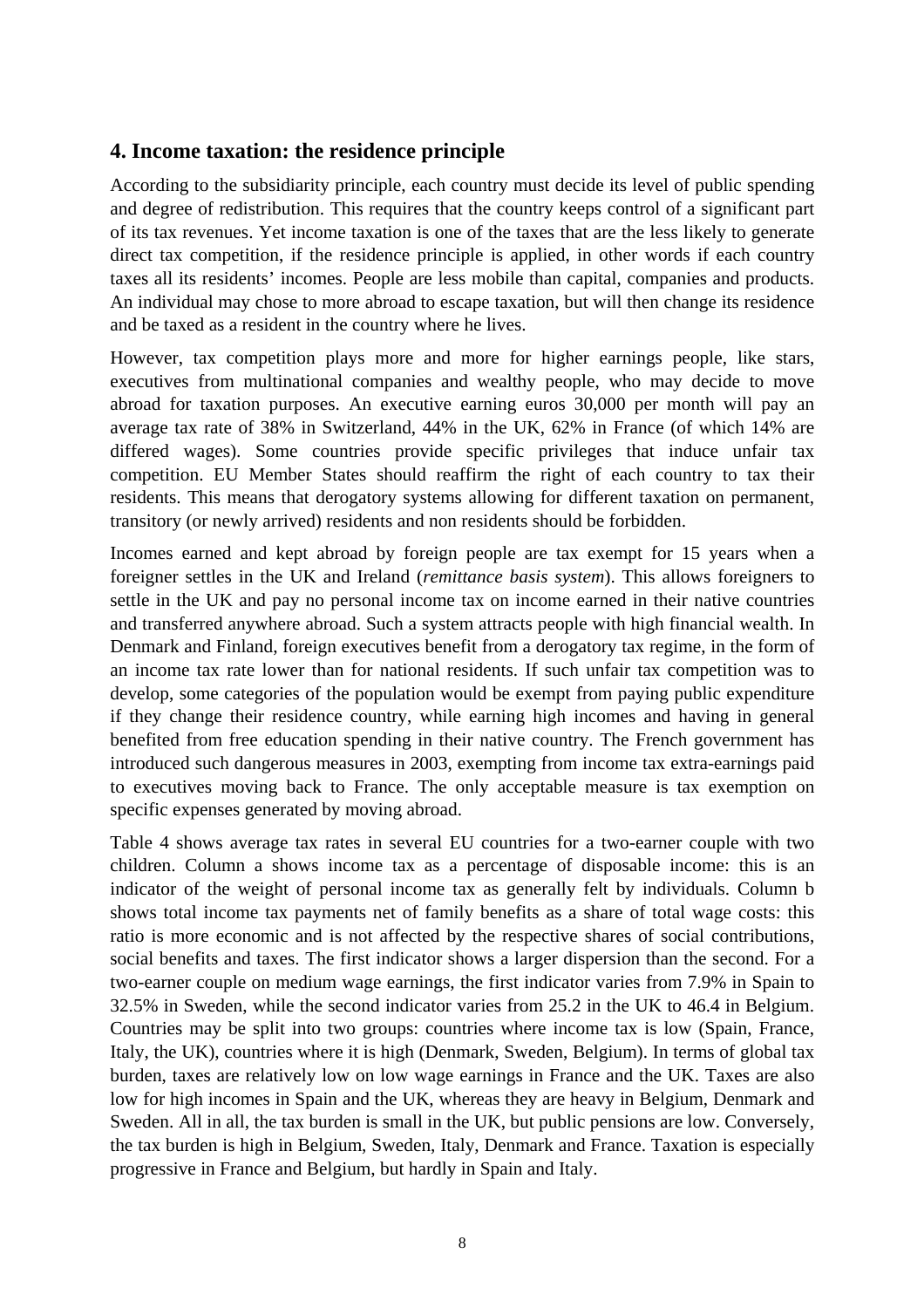## 4. Income taxation: the residence principle

According to the subsidiarity principle, each country must decide its level of public spending and degree of redistribution. This requires that the country keeps control of a significant part of its tax revenues. Yet income taxation is one of the taxes that are the less likely to generate direct tax competition, if the residence principle is applied, in other words if each country taxes all its residents' incomes. People are less mobile than capital, companies and products. An individual may chose to more abroad to escape taxation, but will then change its residence and be taxed as a resident in the country where he lives.

However, tax competition plays more and more for higher earnings people, like stars, executives from multinational companies and wealthy people, who may decide to move abroad for taxation purposes. An executive earning euros 30,000 per month will pay an average tax rate of 38% in Switzerland, 44% in the UK, 62% in France (of which 14% are differed wages). Some countries provide specific privileges that induce unfair tax competition. EU Member States should reaffirm the right of each country to tax their residents. This means that derogatory systems allowing for different taxation on permanent, transitory (or newly arrived) residents and non residents should be forbidden.

Incomes earned and kept abroad by foreign people are tax exempt for 15 years when a foreigner settles in the UK and Ireland (*remittance basis system*). This allows foreigners to settle in the UK and pay no personal income tax on income earned in their native countries and transferred anywhere abroad. Such a system attracts people with high financial wealth. In Denmark and Finland, foreign executives benefit from a derogatory tax regime, in the form of an income tax rate lower than for national residents. If such unfair tax competition was to develop, some categories of the population would be exempt from paying public expenditure if they change their residence country, while earning high incomes and having in general benefited from free education spending in their native country. The French government has introduced such dangerous measures in 2003, exempting from income tax extra-earnings paid to executives moving back to France. The only acceptable measure is tax exemption on specific expenses generated by moving abroad.

Table 4 shows average tax rates in several EU countries for a two-earner couple with two children. Column a shows income tax as a percentage of disposable income: this is an indicator of the weight of personal income tax as generally felt by individuals. Column b shows total income tax payments net of family benefits as a share of total wage costs: this ratio is more economic and is not affected by the respective shares of social contributions, social benefits and taxes. The first indicator shows a larger dispersion than the second. For a two-earner couple on medium wage earnings, the first indicator varies from 7.9% in Spain to 32.5% in Sweden, while the second indicator varies from 25.2 in the UK to 46.4 in Belgium. Countries may be split into two groups: countries where income tax is low (Spain, France, Italy, the UK), countries where it is high (Denmark, Sweden, Belgium). In terms of global tax burden, taxes are relatively low on low wage earnings in France and the UK. Taxes are also low for high incomes in Spain and the UK, whereas they are heavy in Belgium, Denmark and Sweden. All in all, the tax burden is small in the UK, but public pensions are low. Conversely, the tax burden is high in Belgium, Sweden, Italy, Denmark and France. Taxation is especially progressive in France and Belgium, but hardly in Spain and Italy.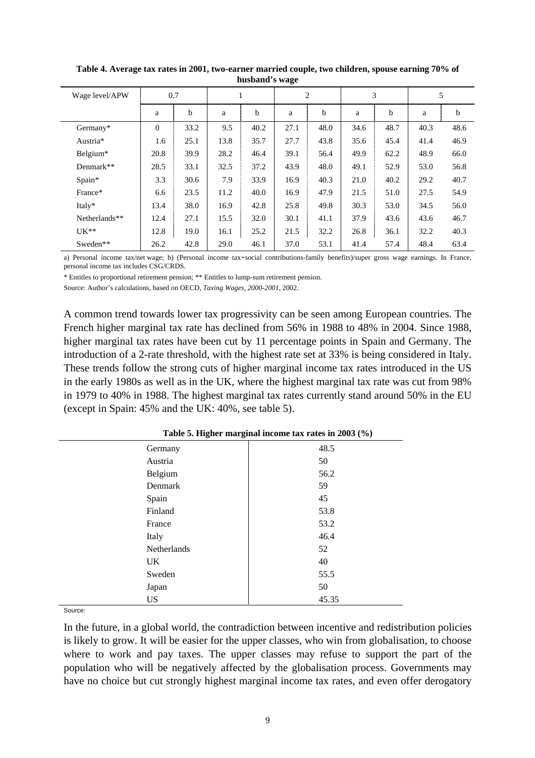**Table 4. Average tax rates in 2001, two-earner married couple, two children, spouse earning 70% of husband's wage**

| Wage level/APW | 0.7 | | 1 | | 2 | | 3 | | 5 | |
|---|---|---|---|---|---|---|---|---|---|---|
| | a | b | a | b | a | b | a | b | a | b |
| Germany* | 0 | 33.2 | 9.5 | 40.2 | 27.1 | 48.0 | 34.6 | 48.7 | 40.3 | 48.6 |
| Austria* | 1.6 | 25.1 | 13.8 | 35.7 | 27.7 | 43.8 | 35.6 | 45.4 | 41.4 | 46.9 |
| Belgium* | 20.8 | 39.9 | 28.2 | 46.4 | 39.1 | 56.4 | 49.9 | 62.2 | 48.9 | 66.0 |
| Denmark** | 28.5 | 33.1 | 32.5 | 37.2 | 43.9 | 48.0 | 49.1 | 52.9 | 53.0 | 56.8 |
| Spain* | 3.3 | 30.6 | 7.9 | 33.9 | 16.9 | 40.3 | 21.0 | 40.2 | 29.2 | 40.7 |
| France* | 6.6 | 23.5 | 11.2 | 40.0 | 16.9 | 47.9 | 21.5 | 51.0 | 27.5 | 54.9 |
| Italy* | 13.4 | 38.0 | 16.9 | 42.8 | 25.8 | 49.8 | 30.3 | 53.0 | 34.5 | 56.0 |
| Netherlands** | 12.4 | 27.1 | 15.5 | 32.0 | 30.1 | 41.1 | 37.9 | 43.6 | 43.6 | 46.7 |
| UK** | 12.8 | 19.0 | 16.1 | 25.2 | 21.5 | 32.2 | 26.8 | 36.1 | 32.2 | 40.3 |
| Sweden** | 26.2 | 42.8 | 29.0 | 46.1 | 37.0 | 53.1 | 41.4 | 57.4 | 48.4 | 63.4 |

a) Personal income tax/net wage; b) (Personal income tax+social contributions-family benefits)/super gross wage earnings. In France, personal income tax includes CSG/CRDS.

* Entitles to proportional retirement pension; ** Entitles to lump-sum retirement pension.

Source: Author's calculations, based on OECD, *Taxing Wages, 2000-2001*, 2002.

A common trend towards lower tax progressivity can be seen among European countries. The French higher marginal tax rate has declined from 56% in 1988 to 48% in 2004. Since 1988, higher marginal tax rates have been cut by 11 percentage points in Spain and Germany. The introduction of a 2-rate threshold, with the highest rate set at 33% is being considered in Italy. These trends follow the strong cuts of higher marginal income tax rates introduced in the US in the early 1980s as well as in the UK, where the highest marginal tax rate was cut from 98% in 1979 to 40% in 1988. The highest marginal tax rates currently stand around 50% in the EU (except in Spain: 45% and the UK: 40%, see table 5).

**Table 5. Higher marginal income tax rates in 2003 (%)**

| | |
|---|---|
| Germany | 48.5 |
| Austria | 50 |
| Belgium | 56.2 |
| Denmark | 59 |
| Spain | 45 |
| Finland | 53.8 |
| France | 53.2 |
| Italy | 46.4 |
| Netherlands | 52 |
| UK | 40 |
| Sweden | 55.5 |
| Japan | 50 |
| US | 45.35 |

Source:

In the future, in a global world, the contradiction between incentive and redistribution policies is likely to grow. It will be easier for the upper classes, who win from globalisation, to choose where to work and pay taxes. The upper classes may refuse to support the part of the population who will be negatively affected by the globalisation process. Governments may have no choice but cut strongly highest marginal income tax rates, and even offer derogatory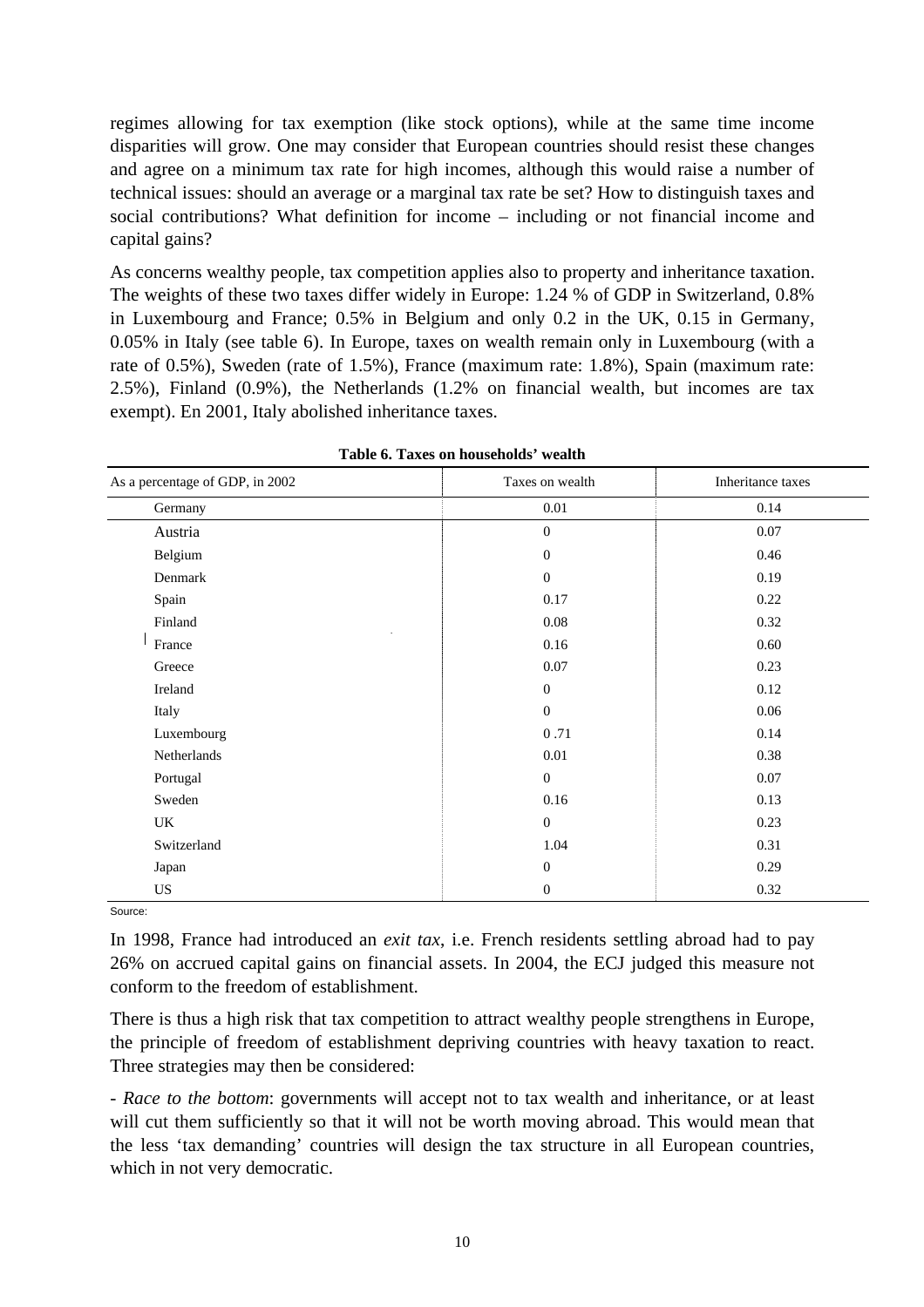regimes allowing for tax exemption (like stock options), while at the same time income disparities will grow. One may consider that European countries should resist these changes and agree on a minimum tax rate for high incomes, although this would raise a number of technical issues: should an average or a marginal tax rate be set? How to distinguish taxes and social contributions? What definition for income – including or not financial income and capital gains?

As concerns wealthy people, tax competition applies also to property and inheritance taxation. The weights of these two taxes differ widely in Europe: 1.24 % of GDP in Switzerland, 0.8% in Luxembourg and France; 0.5% in Belgium and only 0.2 in the UK, 0.15 in Germany, 0.05% in Italy (see table 6). In Europe, taxes on wealth remain only in Luxembourg (with a rate of 0.5%), Sweden (rate of 1.5%), France (maximum rate: 1.8%), Spain (maximum rate: 2.5%), Finland (0.9%), the Netherlands (1.2% on financial wealth, but incomes are tax exempt). En 2001, Italy abolished inheritance taxes.

**Table 6. Taxes on households' wealth**

| As a percentage of GDP, in 2002 | Taxes on wealth | Inheritance taxes |
|---|---|---|
| Germany | 0.01 | 0.14 |
| Austria | 0 | 0.07 |
| Belgium | 0 | 0.46 |
| Denmark | 0 | 0.19 |
| Spain | 0.17 | 0.22 |
| Finland | 0.08 | 0.32 |
| France | 0.16 | 0.60 |
| Greece | 0.07 | 0.23 |
| Ireland | 0 | 0.12 |
| Italy | 0 | 0.06 |
| Luxembourg | 0 .71 | 0.14 |
| Netherlands | 0.01 | 0.38 |
| Portugal | 0 | 0.07 |
| Sweden | 0.16 | 0.13 |
| UK | 0 | 0.23 |
| Switzerland | 1.04 | 0.31 |
| Japan | 0 | 0.29 |
| US | 0 | 0.32 |

Source:

In 1998, France had introduced an *exit tax*, i.e. French residents settling abroad had to pay 26% on accrued capital gains on financial assets. In 2004, the ECJ judged this measure not conform to the freedom of establishment.

There is thus a high risk that tax competition to attract wealthy people strengthens in Europe, the principle of freedom of establishment depriving countries with heavy taxation to react. Three strategies may then be considered:

- *Race to the bottom*: governments will accept not to tax wealth and inheritance, or at least will cut them sufficiently so that it will not be worth moving abroad. This would mean that the less 'tax demanding' countries will design the tax structure in all European countries, which in not very democratic.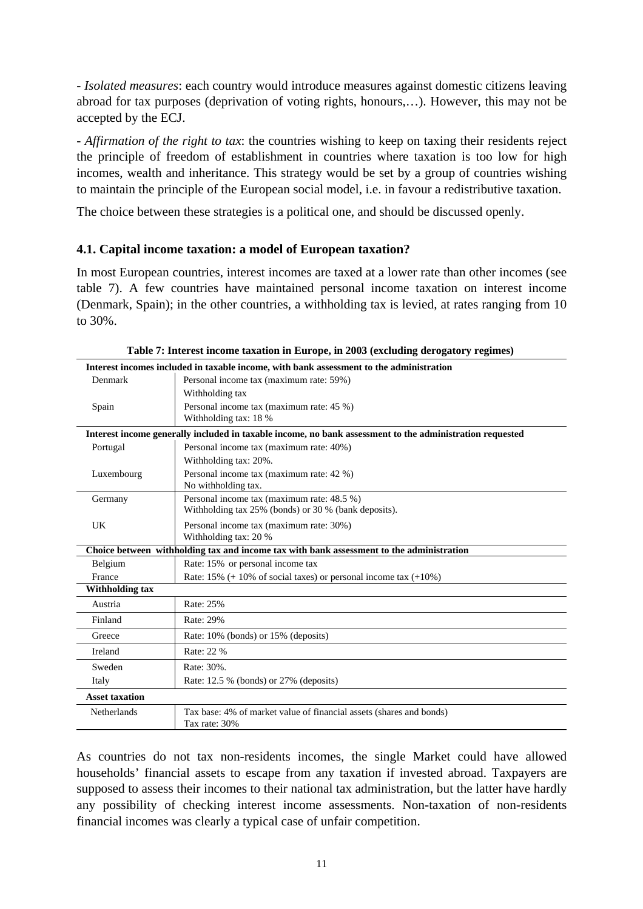- *Isolated measures*: each country would introduce measures against domestic citizens leaving abroad for tax purposes (deprivation of voting rights, honours,…). However, this may not be accepted by the ECJ.

- *Affirmation of the right to tax*: the countries wishing to keep on taxing their residents reject the principle of freedom of establishment in countries where taxation is too low for high incomes, wealth and inheritance. This strategy would be set by a group of countries wishing to maintain the principle of the European social model, i.e. in favour a redistributive taxation.

The choice between these strategies is a political one, and should be discussed openly.

### 4.1. Capital income taxation: a model of European taxation?

In most European countries, interest incomes are taxed at a lower rate than other incomes (see table 7). A few countries have maintained personal income taxation on interest income (Denmark, Spain); in the other countries, a withholding tax is levied, at rates ranging from 10 to 30%.

**Table 7: Interest income taxation in Europe, in 2003 (excluding derogatory regimes)**

| | |
|---|---|
| **Interest incomes included in taxable income, with bank assessment to the administration** | |
| Denmark | Personal income tax (maximum rate: 59%)<br>Withholding tax |
| Spain | Personal income tax (maximum rate: 45 %)<br>Withholding tax: 18 % |
| **Interest income generally included in taxable income, no bank assessment to the administration requested** | |
| Portugal | Personal income tax (maximum rate: 40%)<br>Withholding tax: 20%. |
| Luxembourg | Personal income tax (maximum rate: 42 %)<br>No withholding tax. |
| Germany | Personal income tax (maximum rate: 48.5 %)<br>Withholding tax 25% (bonds) or 30 % (bank deposits). |
| UK | Personal income tax (maximum rate: 30%)<br>Withholding tax: 20 % |
| **Choice between withholding tax and income tax with bank assessment to the administration** | |
| Belgium | Rate: 15% or personal income tax |
| France | Rate: 15% (+ 10% of social taxes) or personal income tax (+10%) |
| **Withholding tax** | |
| Austria | Rate: 25% |
| Finland | Rate: 29% |
| Greece | Rate: 10% (bonds) or 15% (deposits) |
| Ireland | Rate: 22 % |
| Sweden | Rate: 30%. |
| Italy | Rate: 12.5 % (bonds) or 27% (deposits) |
| **Asset taxation** | |
| Netherlands | Tax base: 4% of market value of financial assets (shares and bonds)<br>Tax rate: 30% |

As countries do not tax non-residents incomes, the single Market could have allowed households' financial assets to escape from any taxation if invested abroad. Taxpayers are supposed to assess their incomes to their national tax administration, but the latter have hardly any possibility of checking interest income assessments. Non-taxation of non-residents financial incomes was clearly a typical case of unfair competition.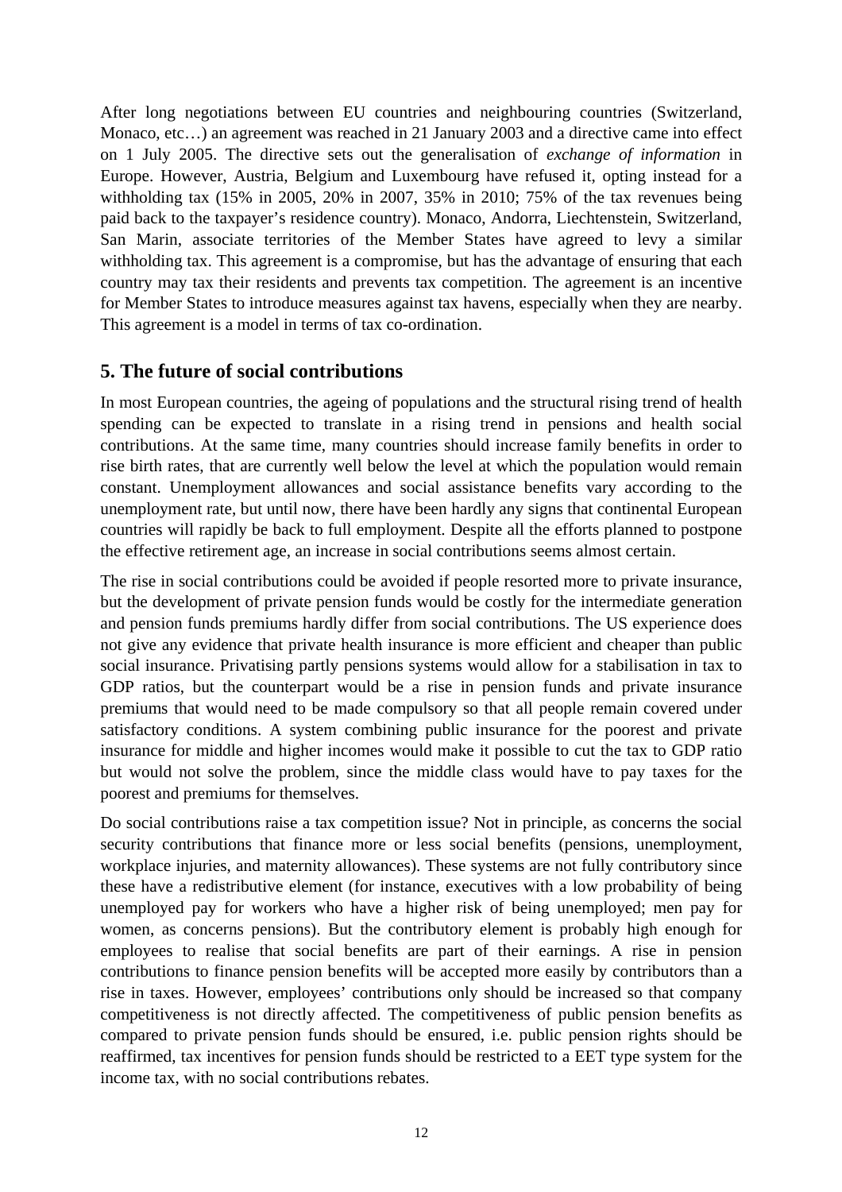After long negotiations between EU countries and neighbouring countries (Switzerland, Monaco, etc…) an agreement was reached in 21 January 2003 and a directive came into effect on 1 July 2005. The directive sets out the generalisation of *exchange of information* in Europe. However, Austria, Belgium and Luxembourg have refused it, opting instead for a withholding tax (15% in 2005, 20% in 2007, 35% in 2010; 75% of the tax revenues being paid back to the taxpayer's residence country). Monaco, Andorra, Liechtenstein, Switzerland, San Marin, associate territories of the Member States have agreed to levy a similar withholding tax. This agreement is a compromise, but has the advantage of ensuring that each country may tax their residents and prevents tax competition. The agreement is an incentive for Member States to introduce measures against tax havens, especially when they are nearby. This agreement is a model in terms of tax co-ordination.

## 5. The future of social contributions

In most European countries, the ageing of populations and the structural rising trend of health spending can be expected to translate in a rising trend in pensions and health social contributions. At the same time, many countries should increase family benefits in order to rise birth rates, that are currently well below the level at which the population would remain constant. Unemployment allowances and social assistance benefits vary according to the unemployment rate, but until now, there have been hardly any signs that continental European countries will rapidly be back to full employment. Despite all the efforts planned to postpone the effective retirement age, an increase in social contributions seems almost certain.

The rise in social contributions could be avoided if people resorted more to private insurance, but the development of private pension funds would be costly for the intermediate generation and pension funds premiums hardly differ from social contributions. The US experience does not give any evidence that private health insurance is more efficient and cheaper than public social insurance. Privatising partly pensions systems would allow for a stabilisation in tax to GDP ratios, but the counterpart would be a rise in pension funds and private insurance premiums that would need to be made compulsory so that all people remain covered under satisfactory conditions. A system combining public insurance for the poorest and private insurance for middle and higher incomes would make it possible to cut the tax to GDP ratio but would not solve the problem, since the middle class would have to pay taxes for the poorest and premiums for themselves.

Do social contributions raise a tax competition issue? Not in principle, as concerns the social security contributions that finance more or less social benefits (pensions, unemployment, workplace injuries, and maternity allowances). These systems are not fully contributory since these have a redistributive element (for instance, executives with a low probability of being unemployed pay for workers who have a higher risk of being unemployed; men pay for women, as concerns pensions). But the contributory element is probably high enough for employees to realise that social benefits are part of their earnings. A rise in pension contributions to finance pension benefits will be accepted more easily by contributors than a rise in taxes. However, employees' contributions only should be increased so that company competitiveness is not directly affected. The competitiveness of public pension benefits as compared to private pension funds should be ensured, i.e. public pension rights should be reaffirmed, tax incentives for pension funds should be restricted to a EET type system for the income tax, with no social contributions rebates.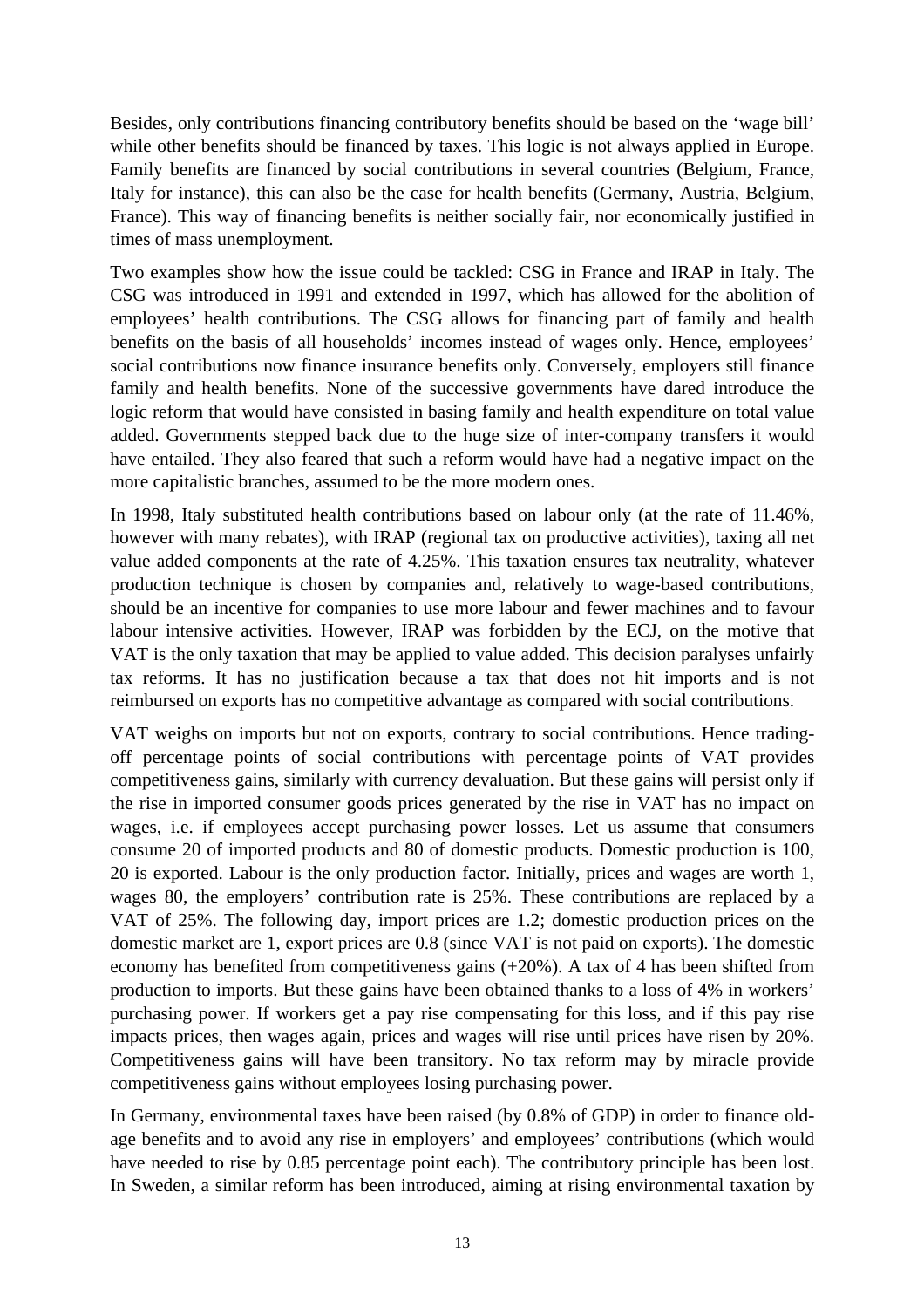Besides, only contributions financing contributory benefits should be based on the 'wage bill' while other benefits should be financed by taxes. This logic is not always applied in Europe. Family benefits are financed by social contributions in several countries (Belgium, France, Italy for instance), this can also be the case for health benefits (Germany, Austria, Belgium, France). This way of financing benefits is neither socially fair, nor economically justified in times of mass unemployment.

Two examples show how the issue could be tackled: CSG in France and IRAP in Italy. The CSG was introduced in 1991 and extended in 1997, which has allowed for the abolition of employees' health contributions. The CSG allows for financing part of family and health benefits on the basis of all households' incomes instead of wages only. Hence, employees' social contributions now finance insurance benefits only. Conversely, employers still finance family and health benefits. None of the successive governments have dared introduce the logic reform that would have consisted in basing family and health expenditure on total value added. Governments stepped back due to the huge size of inter-company transfers it would have entailed. They also feared that such a reform would have had a negative impact on the more capitalistic branches, assumed to be the more modern ones.

In 1998, Italy substituted health contributions based on labour only (at the rate of 11.46%, however with many rebates), with IRAP (regional tax on productive activities), taxing all net value added components at the rate of 4.25%. This taxation ensures tax neutrality, whatever production technique is chosen by companies and, relatively to wage-based contributions, should be an incentive for companies to use more labour and fewer machines and to favour labour intensive activities. However, IRAP was forbidden by the ECJ, on the motive that VAT is the only taxation that may be applied to value added. This decision paralyses unfairly tax reforms. It has no justification because a tax that does not hit imports and is not reimbursed on exports has no competitive advantage as compared with social contributions.

VAT weighs on imports but not on exports, contrary to social contributions. Hence trading-off percentage points of social contributions with percentage points of VAT provides competitiveness gains, similarly with currency devaluation. But these gains will persist only if the rise in imported consumer goods prices generated by the rise in VAT has no impact on wages, i.e. if employees accept purchasing power losses. Let us assume that consumers consume 20 of imported products and 80 of domestic products. Domestic production is 100, 20 is exported. Labour is the only production factor. Initially, prices and wages are worth 1, wages 80, the employers' contribution rate is 25%. These contributions are replaced by a VAT of 25%. The following day, import prices are 1.2; domestic production prices on the domestic market are 1, export prices are 0.8 (since VAT is not paid on exports). The domestic economy has benefited from competitiveness gains (+20%). A tax of 4 has been shifted from production to imports. But these gains have been obtained thanks to a loss of 4% in workers' purchasing power. If workers get a pay rise compensating for this loss, and if this pay rise impacts prices, then wages again, prices and wages will rise until prices have risen by 20%. Competitiveness gains will have been transitory. No tax reform may by miracle provide competitiveness gains without employees losing purchasing power.

In Germany, environmental taxes have been raised (by 0.8% of GDP) in order to finance old-age benefits and to avoid any rise in employers' and employees' contributions (which would have needed to rise by 0.85 percentage point each). The contributory principle has been lost. In Sweden, a similar reform has been introduced, aiming at rising environmental taxation by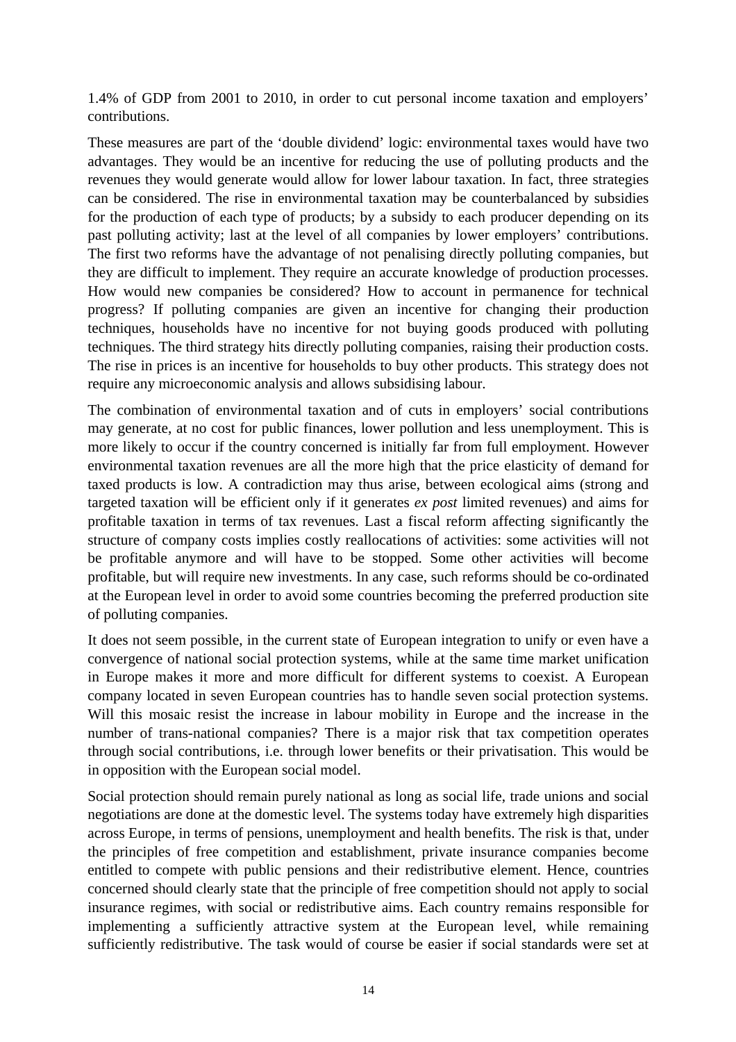1.4% of GDP from 2001 to 2010, in order to cut personal income taxation and employers' contributions.

These measures are part of the 'double dividend' logic: environmental taxes would have two advantages. They would be an incentive for reducing the use of polluting products and the revenues they would generate would allow for lower labour taxation. In fact, three strategies can be considered. The rise in environmental taxation may be counterbalanced by subsidies for the production of each type of products; by a subsidy to each producer depending on its past polluting activity; last at the level of all companies by lower employers' contributions. The first two reforms have the advantage of not penalising directly polluting companies, but they are difficult to implement. They require an accurate knowledge of production processes. How would new companies be considered? How to account in permanence for technical progress? If polluting companies are given an incentive for changing their production techniques, households have no incentive for not buying goods produced with polluting techniques. The third strategy hits directly polluting companies, raising their production costs. The rise in prices is an incentive for households to buy other products. This strategy does not require any microeconomic analysis and allows subsidising labour.

The combination of environmental taxation and of cuts in employers' social contributions may generate, at no cost for public finances, lower pollution and less unemployment. This is more likely to occur if the country concerned is initially far from full employment. However environmental taxation revenues are all the more high that the price elasticity of demand for taxed products is low. A contradiction may thus arise, between ecological aims (strong and targeted taxation will be efficient only if it generates *ex post* limited revenues) and aims for profitable taxation in terms of tax revenues. Last a fiscal reform affecting significantly the structure of company costs implies costly reallocations of activities: some activities will not be profitable anymore and will have to be stopped. Some other activities will become profitable, but will require new investments. In any case, such reforms should be co-ordinated at the European level in order to avoid some countries becoming the preferred production site of polluting companies.

It does not seem possible, in the current state of European integration to unify or even have a convergence of national social protection systems, while at the same time market unification in Europe makes it more and more difficult for different systems to coexist. A European company located in seven European countries has to handle seven social protection systems. Will this mosaic resist the increase in labour mobility in Europe and the increase in the number of trans-national companies? There is a major risk that tax competition operates through social contributions, i.e. through lower benefits or their privatisation. This would be in opposition with the European social model.

Social protection should remain purely national as long as social life, trade unions and social negotiations are done at the domestic level. The systems today have extremely high disparities across Europe, in terms of pensions, unemployment and health benefits. The risk is that, under the principles of free competition and establishment, private insurance companies become entitled to compete with public pensions and their redistributive element. Hence, countries concerned should clearly state that the principle of free competition should not apply to social insurance regimes, with social or redistributive aims. Each country remains responsible for implementing a sufficiently attractive system at the European level, while remaining sufficiently redistributive. The task would of course be easier if social standards were set at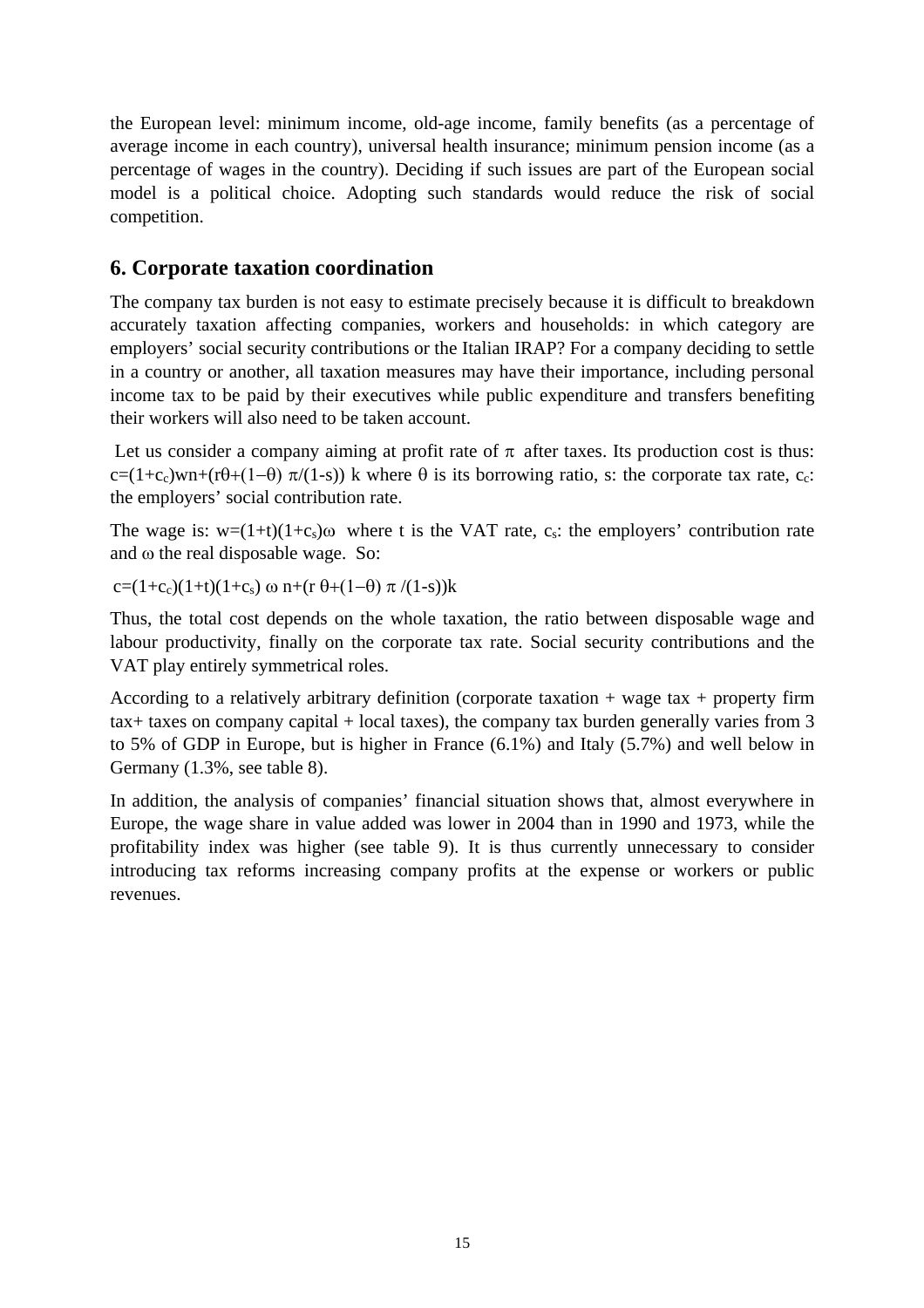the European level: minimum income, old-age income, family benefits (as a percentage of average income in each country), universal health insurance; minimum pension income (as a percentage of wages in the country). Deciding if such issues are part of the European social model is a political choice. Adopting such standards would reduce the risk of social competition.

## 6. Corporate taxation coordination

The company tax burden is not easy to estimate precisely because it is difficult to breakdown accurately taxation affecting companies, workers and households: in which category are employers' social security contributions or the Italian IRAP? For a company deciding to settle in a country or another, all taxation measures may have their importance, including personal income tax to be paid by their executives while public expenditure and transfers benefiting their workers will also need to be taken account.

Let us consider a company aiming at profit rate of $\pi$ after taxes. Its production cost is thus: $c=(1+c_c)wn+(r\theta+(1-\theta)\ \pi/(1-s))\ k$ where $\theta$ is its borrowing ratio, s: the corporate tax rate, $c_c$: the employers' social contribution rate.

The wage is: $w=(1+t)(1+c_s)\omega$ where t is the VAT rate, $c_s$: the employers' contribution rate and $\omega$ the real disposable wage. So:

$$c=(1+c_c)(1+t)(1+c_s)\ \omega\ n+(r\ \theta+(1-\theta)\ \pi\ /(1-s))k$$

Thus, the total cost depends on the whole taxation, the ratio between disposable wage and labour productivity, finally on the corporate tax rate. Social security contributions and the VAT play entirely symmetrical roles.

According to a relatively arbitrary definition (corporate taxation + wage tax + property firm tax+ taxes on company capital + local taxes), the company tax burden generally varies from 3 to 5% of GDP in Europe, but is higher in France (6.1%) and Italy (5.7%) and well below in Germany (1.3%, see table 8).

In addition, the analysis of companies' financial situation shows that, almost everywhere in Europe, the wage share in value added was lower in 2004 than in 1990 and 1973, while the profitability index was higher (see table 9). It is thus currently unnecessary to consider introducing tax reforms increasing company profits at the expense or workers or public revenues.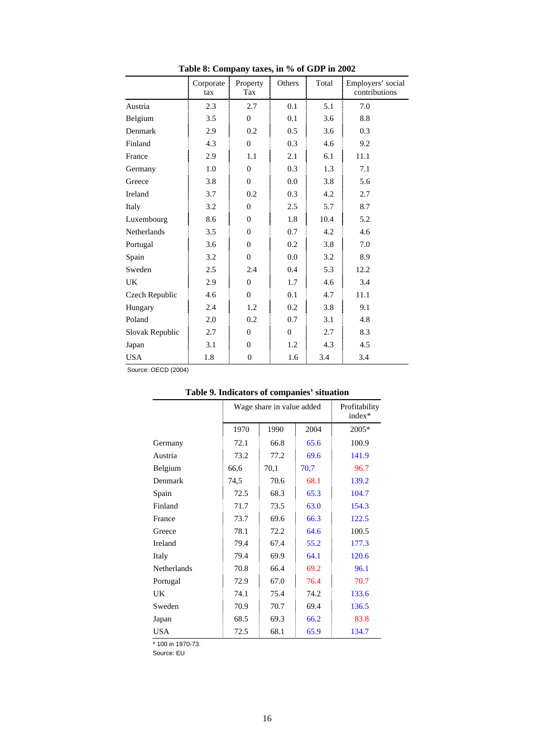**Table 8: Company taxes, in % of GDP in 2002**

| | Corporate tax | Property Tax | Others | Total | Employers' social contributions |
|---|---|---|---|---|---|
| Austria | 2.3 | 2.7 | 0.1 | 5.1 | 7.0 |
| Belgium | 3.5 | 0 | 0.1 | 3.6 | 8.8 |
| Denmark | 2.9 | 0.2 | 0.5 | 3.6 | 0.3 |
| Finland | 4.3 | 0 | 0.3 | 4.6 | 9.2 |
| France | 2.9 | 1.1 | 2.1 | 6.1 | 11.1 |
| Germany | 1.0 | 0 | 0.3 | 1.3 | 7.1 |
| Greece | 3.8 | 0 | 0.0 | 3.8 | 5.6 |
| Ireland | 3.7 | 0.2 | 0.3 | 4.2 | 2.7 |
| Italy | 3.2 | 0 | 2.5 | 5.7 | 8.7 |
| Luxembourg | 8.6 | 0 | 1.8 | 10.4 | 5.2 |
| Netherlands | 3.5 | 0 | 0.7 | 4.2 | 4.6 |
| Portugal | 3.6 | 0 | 0.2 | 3.8 | 7.0 |
| Spain | 3.2 | 0 | 0.0 | 3.2 | 8.9 |
| Sweden | 2.5 | 2.4 | 0.4 | 5.3 | 12.2 |
| UK | 2.9 | 0 | 1.7 | 4.6 | 3.4 |
| Czech Republic | 4.6 | 0 | 0.1 | 4.7 | 11.1 |
| Hungary | 2.4 | 1.2 | 0.2 | 3.8 | 9.1 |
| Poland | 2.0 | 0.2 | 0.7 | 3.1 | 4.8 |
| Slovak Republic | 2.7 | 0 | 0 | 2.7 | 8.3 |
| Japan | 3.1 | 0 | 1.2 | 4.3 | 4.5 |
| USA | 1.8 | 0 | 1.6 | 3.4 | 3.4 |

Source: OECD (2004)

**Table 9. Indicators of companies' situation**

| | Wage share in value added | | | Profitability index* |
|---|---|---|---|---|
| | 1970 | 1990 | 2004 | 2005* |
| Germany | 72.1 | 66.8 | 65.6 | 100.9 |
| Austria | 73.2 | 77.2 | 69.6 | 141.9 |
| Belgium | 66,6 | 70,1 | 70,7 | 96.7 |
| Denmark | 74,5 | 70.6 | 68.1 | 139.2 |
| Spain | 72.5 | 68.3 | 65.3 | 104.7 |
| Finland | 71.7 | 73.5 | 63.0 | 154.3 |
| France | 73.7 | 69.6 | 66.3 | 122.5 |
| Greece | 78.1 | 72.2 | 64.6 | 100.5 |
| Ireland | 79.4 | 67.4 | 55.2 | 177.3 |
| Italy | 79.4 | 69.9 | 64.1 | 120.6 |
| Netherlands | 70.8 | 66.4 | 69.2 | 96.1 |
| Portugal | 72.9 | 67.0 | 76.4 | 70.7 |
| UK | 74.1 | 75.4 | 74.2 | 133.6 |
| Sweden | 70.9 | 70.7 | 69.4 | 136.5 |
| Japan | 68.5 | 69.3 | 66.2 | 83.8 |
| USA | 72.5 | 68.1 | 65.9 | 134.7 |

* 100 in 1970-73.

Source: EU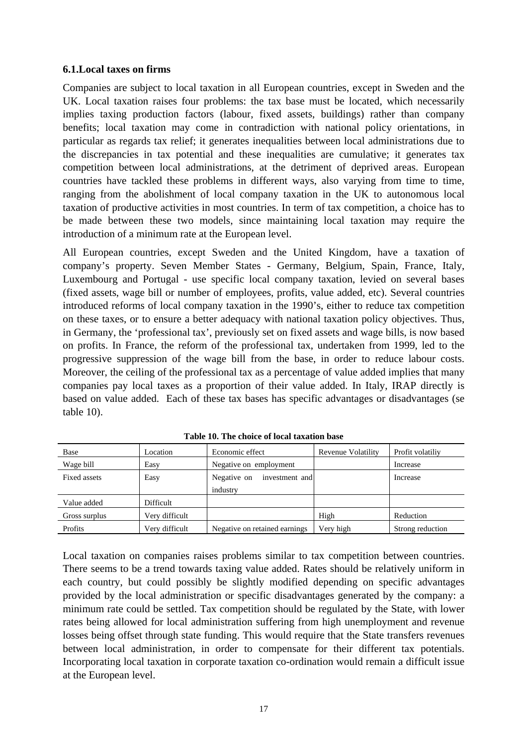### 6.1. Local taxes on firms

Companies are subject to local taxation in all European countries, except in Sweden and the UK. Local taxation raises four problems: the tax base must be located, which necessarily implies taxing production factors (labour, fixed assets, buildings) rather than company benefits; local taxation may come in contradiction with national policy orientations, in particular as regards tax relief; it generates inequalities between local administrations due to the discrepancies in tax potential and these inequalities are cumulative; it generates tax competition between local administrations, at the detriment of deprived areas. European countries have tackled these problems in different ways, also varying from time to time, ranging from the abolishment of local company taxation in the UK to autonomous local taxation of productive activities in most countries. In term of tax competition, a choice has to be made between these two models, since maintaining local taxation may require the introduction of a minimum rate at the European level.

All European countries, except Sweden and the United Kingdom, have a taxation of company's property. Seven Member States - Germany, Belgium, Spain, France, Italy, Luxembourg and Portugal - use specific local company taxation, levied on several bases (fixed assets, wage bill or number of employees, profits, value added, etc). Several countries introduced reforms of local company taxation in the 1990's, either to reduce tax competition on these taxes, or to ensure a better adequacy with national taxation policy objectives. Thus, in Germany, the 'professional tax', previously set on fixed assets and wage bills, is now based on profits. In France, the reform of the professional tax, undertaken from 1999, led to the progressive suppression of the wage bill from the base, in order to reduce labour costs. Moreover, the ceiling of the professional tax as a percentage of value added implies that many companies pay local taxes as a proportion of their value added. In Italy, IRAP directly is based on value added. Each of these tax bases has specific advantages or disadvantages (se table 10).

**Table 10. The choice of local taxation base**

| Base | Location | Economic effect | Revenue Volatility | Profit volatiliy |
|---|---|---|---|---|
| Wage bill | Easy | Negative on employment | | Increase |
| Fixed assets | Easy | Negative on investment and industry | | Increase |
| Value added | Difficult | | | |
| Gross surplus | Very difficult | | High | Reduction |
| Profits | Very difficult | Negative on retained earnings | Very high | Strong reduction |

Local taxation on companies raises problems similar to tax competition between countries. There seems to be a trend towards taxing value added. Rates should be relatively uniform in each country, but could possibly be slightly modified depending on specific advantages provided by the local administration or specific disadvantages generated by the company: a minimum rate could be settled. Tax competition should be regulated by the State, with lower rates being allowed for local administration suffering from high unemployment and revenue losses being offset through state funding. This would require that the State transfers revenues between local administration, in order to compensate for their different tax potentials. Incorporating local taxation in corporate taxation co-ordination would remain a difficult issue at the European level.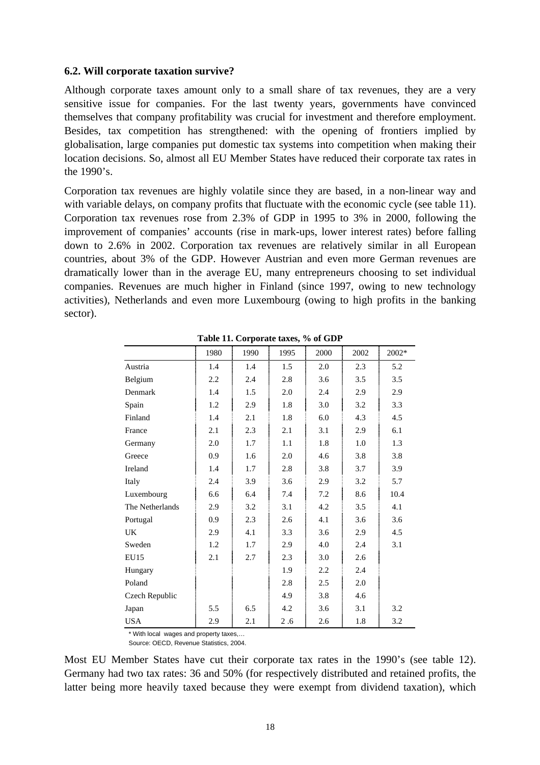### 6.2. Will corporate taxation survive?

Although corporate taxes amount only to a small share of tax revenues, they are a very sensitive issue for companies. For the last twenty years, governments have convinced themselves that company profitability was crucial for investment and therefore employment. Besides, tax competition has strengthened: with the opening of frontiers implied by globalisation, large companies put domestic tax systems into competition when making their location decisions. So, almost all EU Member States have reduced their corporate tax rates in the 1990's.

Corporation tax revenues are highly volatile since they are based, in a non-linear way and with variable delays, on company profits that fluctuate with the economic cycle (see table 11). Corporation tax revenues rose from 2.3% of GDP in 1995 to 3% in 2000, following the improvement of companies' accounts (rise in mark-ups, lower interest rates) before falling down to 2.6% in 2002. Corporation tax revenues are relatively similar in all European countries, about 3% of the GDP. However Austrian and even more German revenues are dramatically lower than in the average EU, many entrepreneurs choosing to set individual companies. Revenues are much higher in Finland (since 1997, owing to new technology activities), Netherlands and even more Luxembourg (owing to high profits in the banking sector).

**Table 11. Corporate taxes, % of GDP**

| | 1980 | 1990 | 1995 | 2000 | 2002 | 2002* |
|---|---|---|---|---|---|---|
| Austria | 1.4 | 1.4 | 1.5 | 2.0 | 2.3 | 5.2 |
| Belgium | 2.2 | 2.4 | 2.8 | 3.6 | 3.5 | 3.5 |
| Denmark | 1.4 | 1.5 | 2.0 | 2.4 | 2.9 | 2.9 |
| Spain | 1.2 | 2.9 | 1.8 | 3.0 | 3.2 | 3.3 |
| Finland | 1.4 | 2.1 | 1.8 | 6.0 | 4.3 | 4.5 |
| France | 2.1 | 2.3 | 2.1 | 3.1 | 2.9 | 6.1 |
| Germany | 2.0 | 1.7 | 1.1 | 1.8 | 1.0 | 1.3 |
| Greece | 0.9 | 1.6 | 2.0 | 4.6 | 3.8 | 3.8 |
| Ireland | 1.4 | 1.7 | 2.8 | 3.8 | 3.7 | 3.9 |
| Italy | 2.4 | 3.9 | 3.6 | 2.9 | 3.2 | 5.7 |
| Luxembourg | 6.6 | 6.4 | 7.4 | 7.2 | 8.6 | 10.4 |
| The Netherlands | 2.9 | 3.2 | 3.1 | 4.2 | 3.5 | 4.1 |
| Portugal | 0.9 | 2.3 | 2.6 | 4.1 | 3.6 | 3.6 |
| UK | 2.9 | 4.1 | 3.3 | 3.6 | 2.9 | 4.5 |
| Sweden | 1.2 | 1.7 | 2.9 | 4.0 | 2.4 | 3.1 |
| EU15 | 2.1 | 2.7 | 2.3 | 3.0 | 2.6 | |
| Hungary | | | 1.9 | 2.2 | 2.4 | |
| Poland | | | 2.8 | 2.5 | 2.0 | |
| Czech Republic | | | 4.9 | 3.8 | 4.6 | |
| Japan | 5.5 | 6.5 | 4.2 | 3.6 | 3.1 | 3.2 |
| USA | 2.9 | 2.1 | 2 .6 | 2.6 | 1.8 | 3.2 |

\* With local wages and property taxes,…

Source: OECD, Revenue Statistics, 2004.

Most EU Member States have cut their corporate tax rates in the 1990's (see table 12). Germany had two tax rates: 36 and 50% (for respectively distributed and retained profits, the latter being more heavily taxed because they were exempt from dividend taxation), which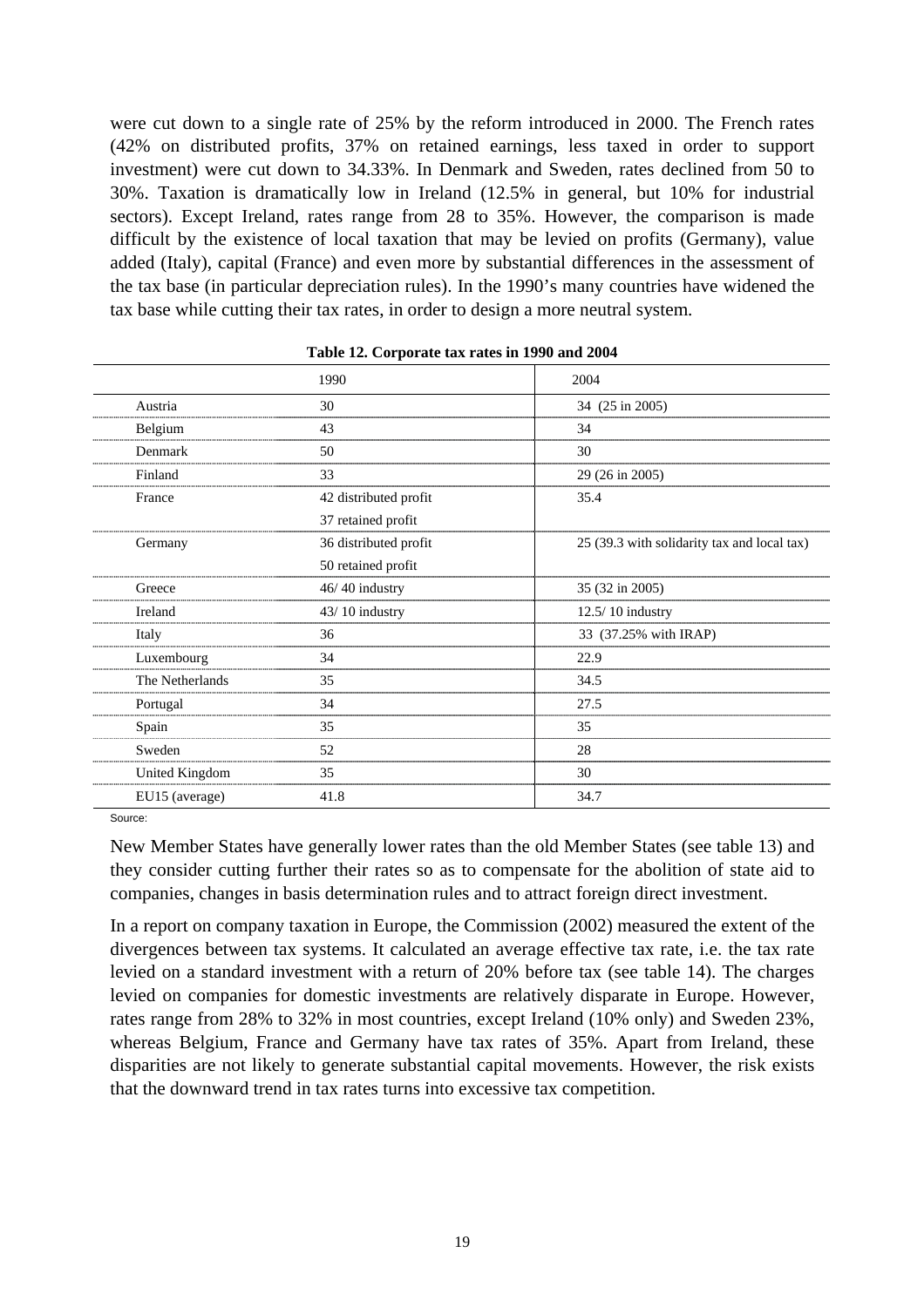were cut down to a single rate of 25% by the reform introduced in 2000. The French rates (42% on distributed profits, 37% on retained earnings, less taxed in order to support investment) were cut down to 34.33%. In Denmark and Sweden, rates declined from 50 to 30%. Taxation is dramatically low in Ireland (12.5% in general, but 10% for industrial sectors). Except Ireland, rates range from 28 to 35%. However, the comparison is made difficult by the existence of local taxation that may be levied on profits (Germany), value added (Italy), capital (France) and even more by substantial differences in the assessment of the tax base (in particular depreciation rules). In the 1990's many countries have widened the tax base while cutting their tax rates, in order to design a more neutral system.

**Table 12. Corporate tax rates in 1990 and 2004**

| | 1990 | 2004 |
|---|---|---|
| Austria | 30 | 34 (25 in 2005) |
| Belgium | 43 | 34 |
| Denmark | 50 | 30 |
| Finland | 33 | 29 (26 in 2005) |
| France | 42 distributed profit<br>37 retained profit | 35.4 |
| Germany | 36 distributed profit<br>50 retained profit | 25 (39.3 with solidarity tax and local tax) |
| Greece | 46/ 40 industry | 35 (32 in 2005) |
| Ireland | 43/ 10 industry | 12.5/ 10 industry |
| Italy | 36 | 33 (37.25% with IRAP) |
| Luxembourg | 34 | 22.9 |
| The Netherlands | 35 | 34.5 |
| Portugal | 34 | 27.5 |
| Spain | 35 | 35 |
| Sweden | 52 | 28 |
| United Kingdom | 35 | 30 |
| EU15 (average) | 41.8 | 34.7 |

Source:

New Member States have generally lower rates than the old Member States (see table 13) and they consider cutting further their rates so as to compensate for the abolition of state aid to companies, changes in basis determination rules and to attract foreign direct investment.

In a report on company taxation in Europe, the Commission (2002) measured the extent of the divergences between tax systems. It calculated an average effective tax rate, i.e. the tax rate levied on a standard investment with a return of 20% before tax (see table 14). The charges levied on companies for domestic investments are relatively disparate in Europe. However, rates range from 28% to 32% in most countries, except Ireland (10% only) and Sweden 23%, whereas Belgium, France and Germany have tax rates of 35%. Apart from Ireland, these disparities are not likely to generate substantial capital movements. However, the risk exists that the downward trend in tax rates turns into excessive tax competition.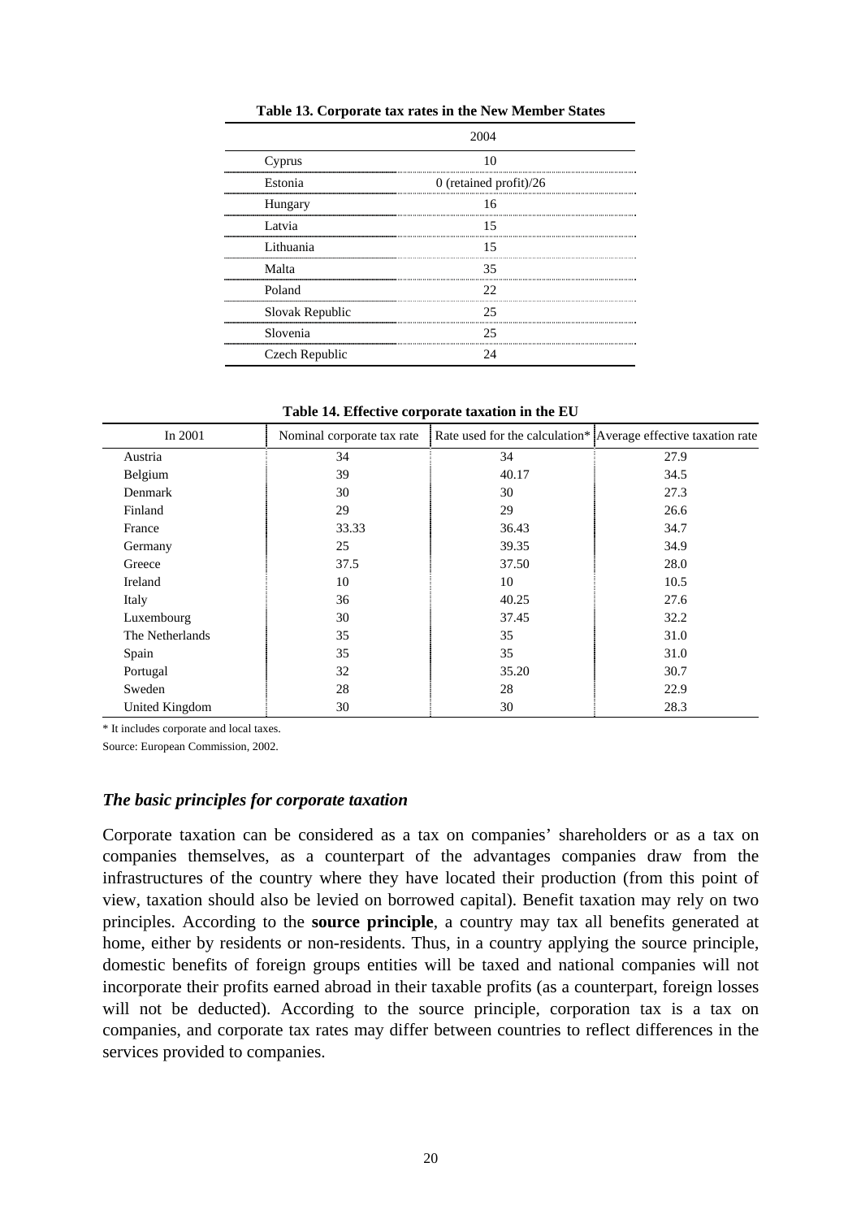**Table 13. Corporate tax rates in the New Member States**

| | 2004 |
|---|---|
| Cyprus | 10 |
| Estonia | 0 (retained profit)/26 |
| Hungary | 16 |
| Latvia | 15 |
| Lithuania | 15 |
| Malta | 35 |
| Poland | 22 |
| Slovak Republic | 25 |
| Slovenia | 25 |
| Czech Republic | 24 |

**Table 14. Effective corporate taxation in the EU**

| In 2001 | Nominal corporate tax rate | Rate used for the calculation* | Average effective taxation rate |
|---|---|---|---|
| Austria | 34 | 34 | 27.9 |
| Belgium | 39 | 40.17 | 34.5 |
| Denmark | 30 | 30 | 27.3 |
| Finland | 29 | 29 | 26.6 |
| France | 33.33 | 36.43 | 34.7 |
| Germany | 25 | 39.35 | 34.9 |
| Greece | 37.5 | 37.50 | 28.0 |
| Ireland | 10 | 10 | 10.5 |
| Italy | 36 | 40.25 | 27.6 |
| Luxembourg | 30 | 37.45 | 32.2 |
| The Netherlands | 35 | 35 | 31.0 |
| Spain | 35 | 35 | 31.0 |
| Portugal | 32 | 35.20 | 30.7 |
| Sweden | 28 | 28 | 22.9 |
| United Kingdom | 30 | 30 | 28.3 |

* It includes corporate and local taxes.

Source: European Commission, 2002.

### *The basic principles for corporate taxation*

Corporate taxation can be considered as a tax on companies' shareholders or as a tax on companies themselves, as a counterpart of the advantages companies draw from the infrastructures of the country where they have located their production (from this point of view, taxation should also be levied on borrowed capital). Benefit taxation may rely on two principles. According to the **source principle**, a country may tax all benefits generated at home, either by residents or non-residents. Thus, in a country applying the source principle, domestic benefits of foreign groups entities will be taxed and national companies will not incorporate their profits earned abroad in their taxable profits (as a counterpart, foreign losses will not be deducted). According to the source principle, corporation tax is a tax on companies, and corporate tax rates may differ between countries to reflect differences in the services provided to companies.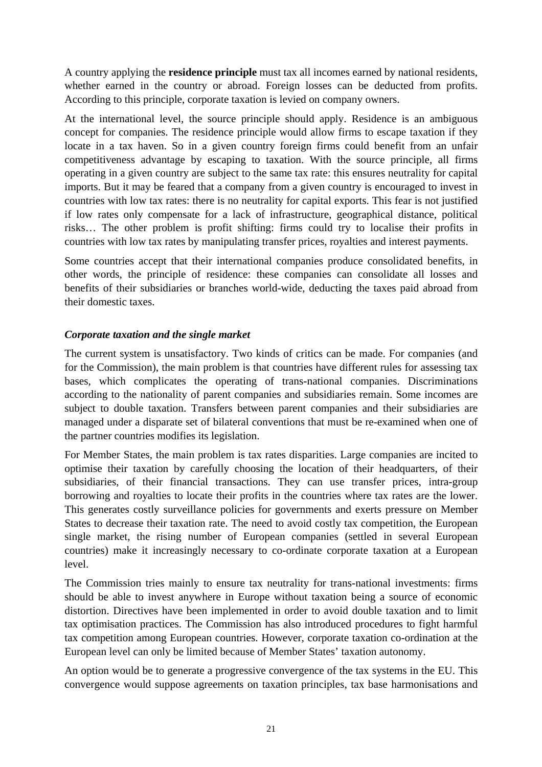A country applying the **residence principle** must tax all incomes earned by national residents, whether earned in the country or abroad. Foreign losses can be deducted from profits. According to this principle, corporate taxation is levied on company owners.

At the international level, the source principle should apply. Residence is an ambiguous concept for companies. The residence principle would allow firms to escape taxation if they locate in a tax haven. So in a given country foreign firms could benefit from an unfair competitiveness advantage by escaping to taxation. With the source principle, all firms operating in a given country are subject to the same tax rate: this ensures neutrality for capital imports. But it may be feared that a company from a given country is encouraged to invest in countries with low tax rates: there is no neutrality for capital exports. This fear is not justified if low rates only compensate for a lack of infrastructure, geographical distance, political risks… The other problem is profit shifting: firms could try to localise their profits in countries with low tax rates by manipulating transfer prices, royalties and interest payments.

Some countries accept that their international companies produce consolidated benefits, in other words, the principle of residence: these companies can consolidate all losses and benefits of their subsidiaries or branches world-wide, deducting the taxes paid abroad from their domestic taxes.

### *Corporate taxation and the single market*

The current system is unsatisfactory. Two kinds of critics can be made. For companies (and for the Commission), the main problem is that countries have different rules for assessing tax bases, which complicates the operating of trans-national companies. Discriminations according to the nationality of parent companies and subsidiaries remain. Some incomes are subject to double taxation. Transfers between parent companies and their subsidiaries are managed under a disparate set of bilateral conventions that must be re-examined when one of the partner countries modifies its legislation.

For Member States, the main problem is tax rates disparities. Large companies are incited to optimise their taxation by carefully choosing the location of their headquarters, of their subsidiaries, of their financial transactions. They can use transfer prices, intra-group borrowing and royalties to locate their profits in the countries where tax rates are the lower. This generates costly surveillance policies for governments and exerts pressure on Member States to decrease their taxation rate. The need to avoid costly tax competition, the European single market, the rising number of European companies (settled in several European countries) make it increasingly necessary to co-ordinate corporate taxation at a European level.

The Commission tries mainly to ensure tax neutrality for trans-national investments: firms should be able to invest anywhere in Europe without taxation being a source of economic distortion. Directives have been implemented in order to avoid double taxation and to limit tax optimisation practices. The Commission has also introduced procedures to fight harmful tax competition among European countries. However, corporate taxation co-ordination at the European level can only be limited because of Member States' taxation autonomy.

An option would be to generate a progressive convergence of the tax systems in the EU. This convergence would suppose agreements on taxation principles, tax base harmonisations and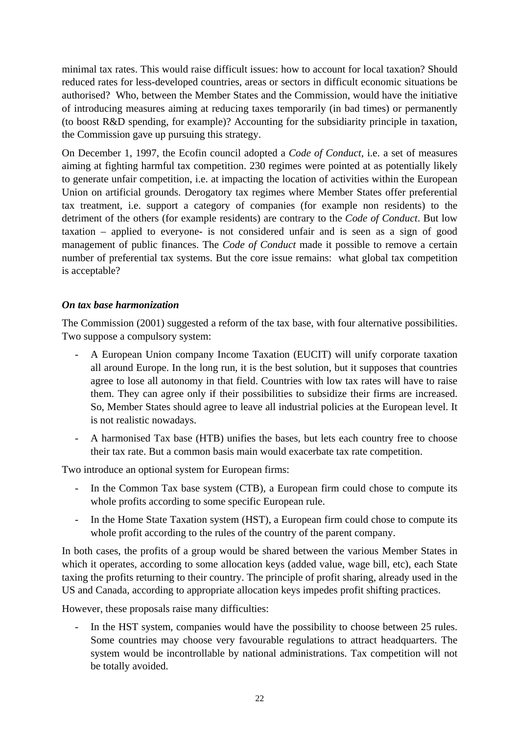minimal tax rates. This would raise difficult issues: how to account for local taxation? Should reduced rates for less-developed countries, areas or sectors in difficult economic situations be authorised? Who, between the Member States and the Commission, would have the initiative of introducing measures aiming at reducing taxes temporarily (in bad times) or permanently (to boost R&D spending, for example)? Accounting for the subsidiarity principle in taxation, the Commission gave up pursuing this strategy.

On December 1, 1997, the Ecofin council adopted a *Code of Conduct*, i.e. a set of measures aiming at fighting harmful tax competition. 230 regimes were pointed at as potentially likely to generate unfair competition, i.e. at impacting the location of activities within the European Union on artificial grounds. Derogatory tax regimes where Member States offer preferential tax treatment, i.e. support a category of companies (for example non residents) to the detriment of the others (for example residents) are contrary to the *Code of Conduct*. But low taxation – applied to everyone- is not considered unfair and is seen as a sign of good management of public finances. The *Code of Conduct* made it possible to remove a certain number of preferential tax systems. But the core issue remains: what global tax competition is acceptable?

***On tax base harmonization***

The Commission (2001) suggested a reform of the tax base, with four alternative possibilities. Two suppose a compulsory system:

- A European Union company Income Taxation (EUCIT) will unify corporate taxation all around Europe. In the long run, it is the best solution, but it supposes that countries agree to lose all autonomy in that field. Countries with low tax rates will have to raise them. They can agree only if their possibilities to subsidize their firms are increased. So, Member States should agree to leave all industrial policies at the European level. It is not realistic nowadays.
- A harmonised Tax base (HTB) unifies the bases, but lets each country free to choose their tax rate. But a common basis main would exacerbate tax rate competition.

Two introduce an optional system for European firms:

- In the Common Tax base system (CTB), a European firm could chose to compute its whole profits according to some specific European rule.
- In the Home State Taxation system (HST), a European firm could chose to compute its whole profit according to the rules of the country of the parent company.

In both cases, the profits of a group would be shared between the various Member States in which it operates, according to some allocation keys (added value, wage bill, etc), each State taxing the profits returning to their country. The principle of profit sharing, already used in the US and Canada, according to appropriate allocation keys impedes profit shifting practices.

However, these proposals raise many difficulties:

- In the HST system, companies would have the possibility to choose between 25 rules. Some countries may choose very favourable regulations to attract headquarters. The system would be incontrollable by national administrations. Tax competition will not be totally avoided.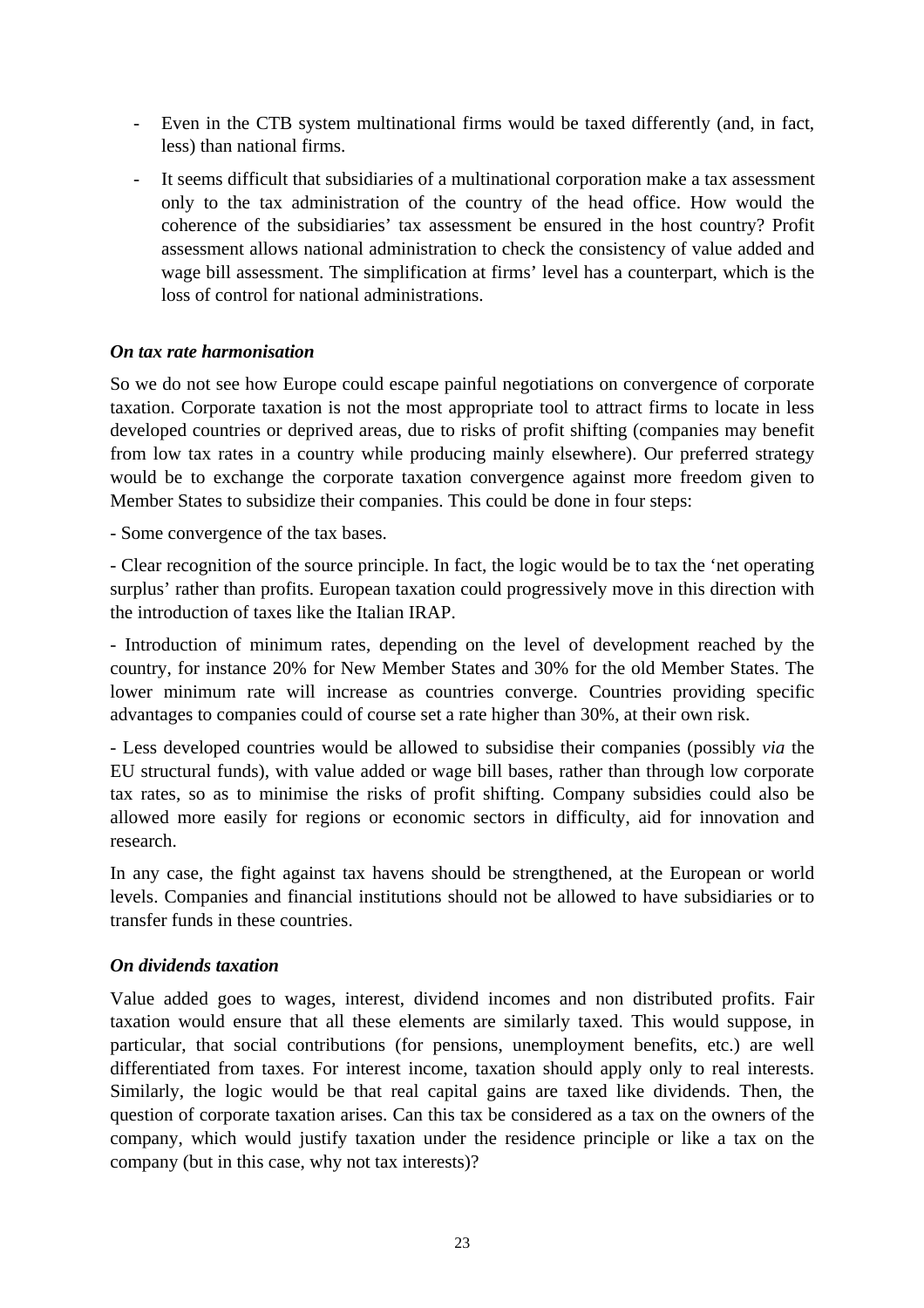- Even in the CTB system multinational firms would be taxed differently (and, in fact, less) than national firms.
- It seems difficult that subsidiaries of a multinational corporation make a tax assessment only to the tax administration of the country of the head office. How would the coherence of the subsidiaries' tax assessment be ensured in the host country? Profit assessment allows national administration to check the consistency of value added and wage bill assessment. The simplification at firms' level has a counterpart, which is the loss of control for national administrations.

### *On tax rate harmonisation*

So we do not see how Europe could escape painful negotiations on convergence of corporate taxation. Corporate taxation is not the most appropriate tool to attract firms to locate in less developed countries or deprived areas, due to risks of profit shifting (companies may benefit from low tax rates in a country while producing mainly elsewhere). Our preferred strategy would be to exchange the corporate taxation convergence against more freedom given to Member States to subsidize their companies. This could be done in four steps:

- Some convergence of the tax bases.

- Clear recognition of the source principle. In fact, the logic would be to tax the 'net operating surplus' rather than profits. European taxation could progressively move in this direction with the introduction of taxes like the Italian IRAP.

- Introduction of minimum rates, depending on the level of development reached by the country, for instance 20% for New Member States and 30% for the old Member States. The lower minimum rate will increase as countries converge. Countries providing specific advantages to companies could of course set a rate higher than 30%, at their own risk.

- Less developed countries would be allowed to subsidise their companies (possibly *via* the EU structural funds), with value added or wage bill bases, rather than through low corporate tax rates, so as to minimise the risks of profit shifting. Company subsidies could also be allowed more easily for regions or economic sectors in difficulty, aid for innovation and research.

In any case, the fight against tax havens should be strengthened, at the European or world levels. Companies and financial institutions should not be allowed to have subsidiaries or to transfer funds in these countries.

### *On dividends taxation*

Value added goes to wages, interest, dividend incomes and non distributed profits. Fair taxation would ensure that all these elements are similarly taxed. This would suppose, in particular, that social contributions (for pensions, unemployment benefits, etc.) are well differentiated from taxes. For interest income, taxation should apply only to real interests. Similarly, the logic would be that real capital gains are taxed like dividends. Then, the question of corporate taxation arises. Can this tax be considered as a tax on the owners of the company, which would justify taxation under the residence principle or like a tax on the company (but in this case, why not tax interests)?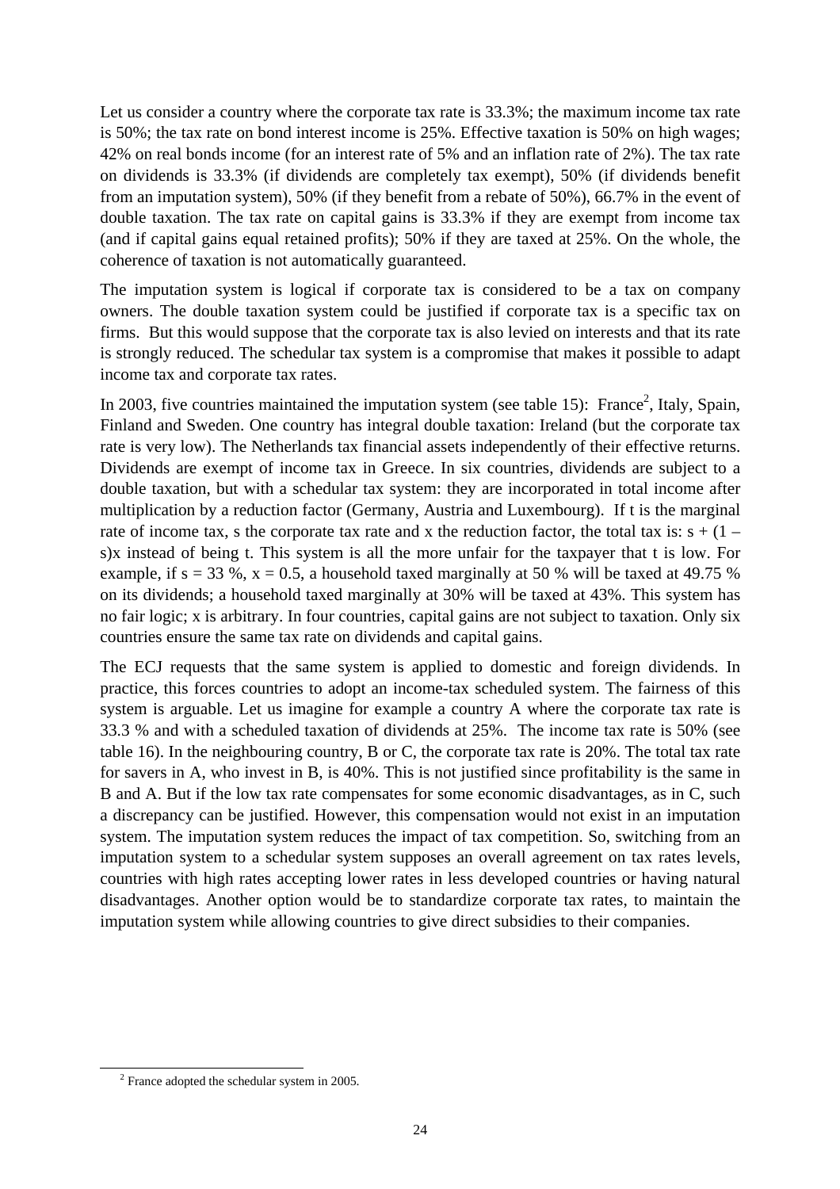Let us consider a country where the corporate tax rate is 33.3%; the maximum income tax rate is 50%; the tax rate on bond interest income is 25%. Effective taxation is 50% on high wages; 42% on real bonds income (for an interest rate of 5% and an inflation rate of 2%). The tax rate on dividends is 33.3% (if dividends are completely tax exempt), 50% (if dividends benefit from an imputation system), 50% (if they benefit from a rebate of 50%), 66.7% in the event of double taxation. The tax rate on capital gains is 33.3% if they are exempt from income tax (and if capital gains equal retained profits); 50% if they are taxed at 25%. On the whole, the coherence of taxation is not automatically guaranteed.

The imputation system is logical if corporate tax is considered to be a tax on company owners. The double taxation system could be justified if corporate tax is a specific tax on firms. But this would suppose that the corporate tax is also levied on interests and that its rate is strongly reduced. The schedular tax system is a compromise that makes it possible to adapt income tax and corporate tax rates.

In 2003, five countries maintained the imputation system (see table 15): France[2], Italy, Spain, Finland and Sweden. One country has integral double taxation: Ireland (but the corporate tax rate is very low). The Netherlands tax financial assets independently of their effective returns. Dividends are exempt of income tax in Greece. In six countries, dividends are subject to a double taxation, but with a schedular tax system: they are incorporated in total income after multiplication by a reduction factor (Germany, Austria and Luxembourg). If t is the marginal rate of income tax, s the corporate tax rate and x the reduction factor, the total tax is: $s + (1 - s)x$ instead of being t. This system is all the more unfair for the taxpayer that t is low. For example, if $s = 33$ %, $x = 0.5$, a household taxed marginally at 50 % will be taxed at 49.75 % on its dividends; a household taxed marginally at 30% will be taxed at 43%. This system has no fair logic; x is arbitrary. In four countries, capital gains are not subject to taxation. Only six countries ensure the same tax rate on dividends and capital gains.

The ECJ requests that the same system is applied to domestic and foreign dividends. In practice, this forces countries to adopt an income-tax scheduled system. The fairness of this system is arguable. Let us imagine for example a country A where the corporate tax rate is 33.3 % and with a scheduled taxation of dividends at 25%. The income tax rate is 50% (see table 16). In the neighbouring country, B or C, the corporate tax rate is 20%. The total tax rate for savers in A, who invest in B, is 40%. This is not justified since profitability is the same in B and A. But if the low tax rate compensates for some economic disadvantages, as in C, such a discrepancy can be justified. However, this compensation would not exist in an imputation system. The imputation system reduces the impact of tax competition. So, switching from an imputation system to a schedular system supposes an overall agreement on tax rates levels, countries with high rates accepting lower rates in less developed countries or having natural disadvantages. Another option would be to standardize corporate tax rates, to maintain the imputation system while allowing countries to give direct subsidies to their companies.

[2] France adopted the schedular system in 2005.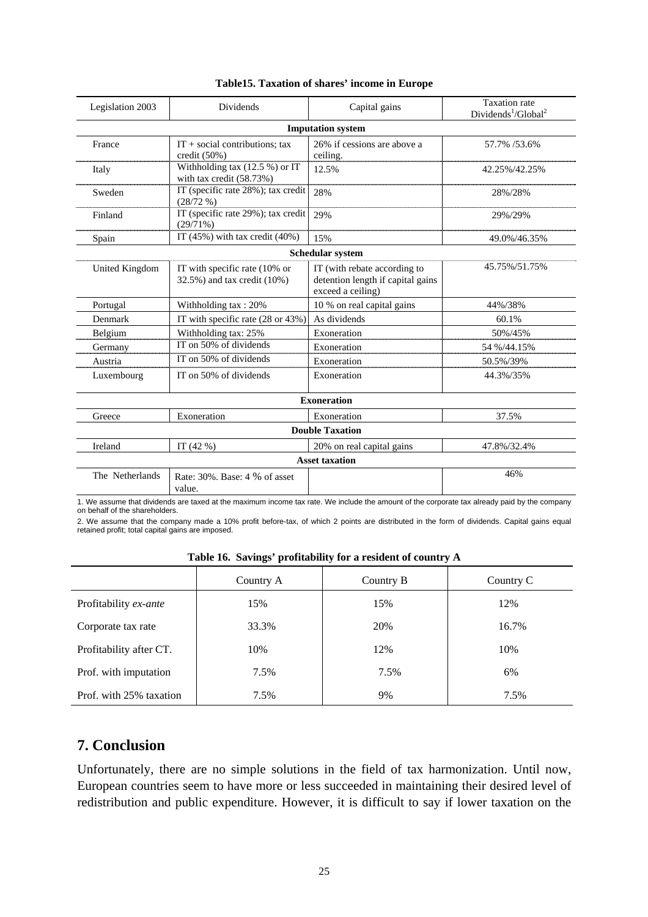**Table15. Taxation of shares' income in Europe**

| Legislation 2003 | Dividends | Capital gains | Taxation rate Dividends[1]/Global[2] |
|---|---|---|---|
| **Imputation system** | | | |
| France | IT + social contributions; tax credit (50%) | 26% if cessions are above a ceiling. | 57.7% /53.6% |
| Italy | Withholding tax (12.5 %) or IT with tax credit (58.73%) | 12.5% | 42.25%/42.25% |
| Sweden | IT (specific rate 28%); tax credit (28/72 %) | 28% | 28%/28% |
| Finland | IT (specific rate 29%); tax credit (29/71%) | 29% | 29%/29% |
| Spain | IT (45%) with tax credit (40%) | 15% | 49.0%/46.35% |
| **Schedular system** | | | |
| United Kingdom | IT with specific rate (10% or 32.5%) and tax credit (10%) | IT (with rebate according to detention length if capital gains exceed a ceiling) | 45.75%/51.75% |
| Portugal | Withholding tax : 20% | 10 % on real capital gains | 44%/38% |
| Denmark | IT with specific rate (28 or 43%) | As dividends | 60.1% |
| Belgium | Withholding tax: 25% | Exoneration | 50%/45% |
| Germany | IT on 50% of dividends | Exoneration | 54 %/44.15% |
| Austria | IT on 50% of dividends | Exoneration | 50.5%/39% |
| Luxembourg | IT on 50% of dividends | Exoneration | 44.3%/35% |
| **Exoneration** | | | |
| Greece | Exoneration | Exoneration | 37.5% |
| **Double Taxation** | | | |
| Ireland | IT (42 %) | 20% on real capital gains | 47.8%/32.4% |
| **Asset taxation** | | | |
| The Netherlands | Rate: 30%. Base: 4 % of asset value. | | 46% |

1. We assume that dividends are taxed at the maximum income tax rate. We include the amount of the corporate tax already paid by the company on behalf of the shareholders.

2. We assume that the company made a 10% profit before-tax, of which 2 points are distributed in the form of dividends. Capital gains equal retained profit; total capital gains are imposed.

**Table 16. Savings' profitability for a resident of country A**

| | Country A | Country B | Country C |
|---|---|---|---|
| Profitability *ex-ante* | 15% | 15% | 12% |
| Corporate tax rate | 33.3% | 20% | 16.7% |
| Profitability after CT. | 10% | 12% | 10% |
| Prof. with imputation | 7.5% | 7.5% | 6% |
| Prof. with 25% taxation | 7.5% | 9% | 7.5% |

## 7. Conclusion

Unfortunately, there are no simple solutions in the field of tax harmonization. Until now, European countries seem to have more or less succeeded in maintaining their desired level of redistribution and public expenditure. However, it is difficult to say if lower taxation on the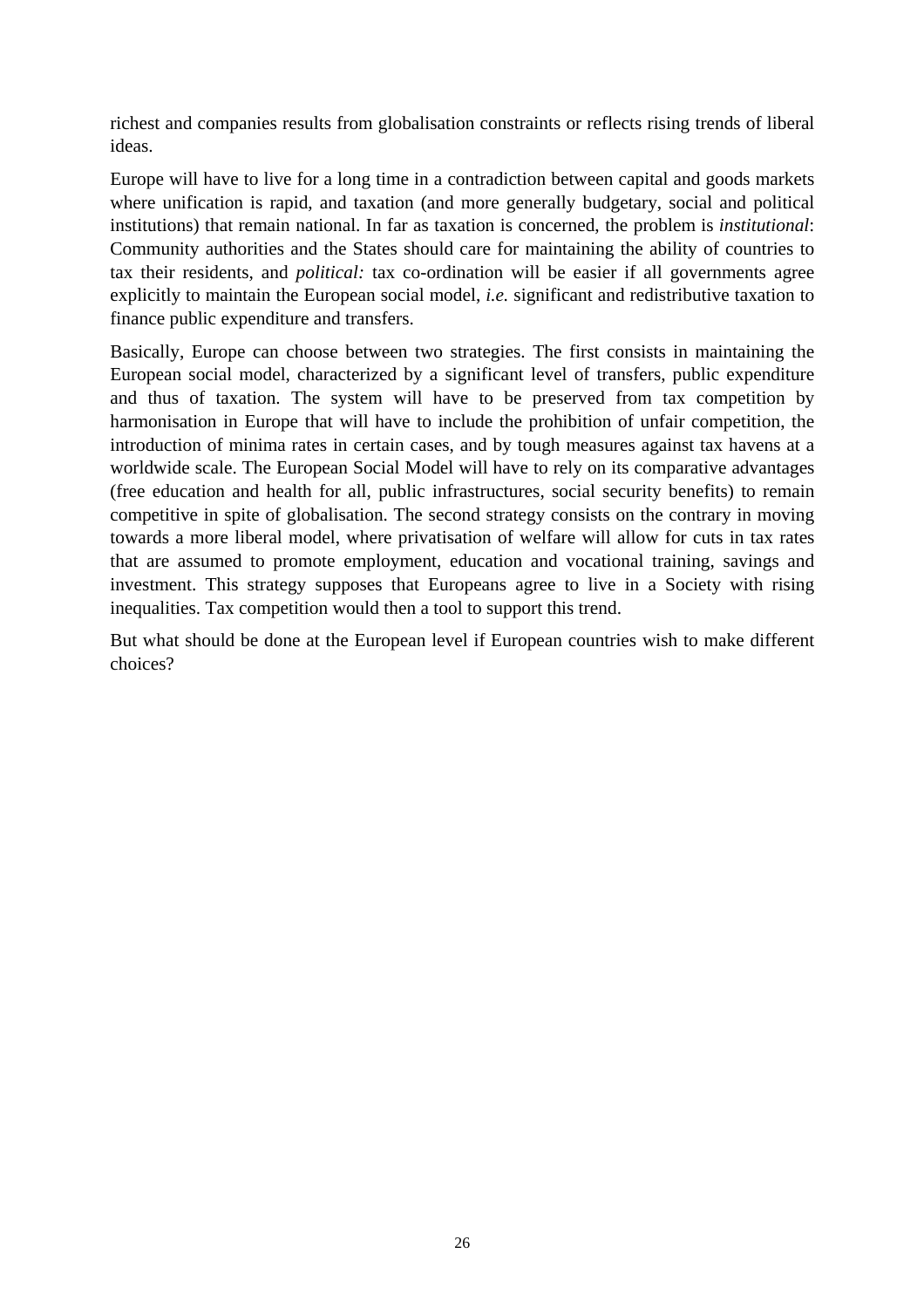richest and companies results from globalisation constraints or reflects rising trends of liberal ideas.

Europe will have to live for a long time in a contradiction between capital and goods markets where unification is rapid, and taxation (and more generally budgetary, social and political institutions) that remain national. In far as taxation is concerned, the problem is *institutional*: Community authorities and the States should care for maintaining the ability of countries to tax their residents, and *political:* tax co-ordination will be easier if all governments agree explicitly to maintain the European social model, *i.e.* significant and redistributive taxation to finance public expenditure and transfers.

Basically, Europe can choose between two strategies. The first consists in maintaining the European social model, characterized by a significant level of transfers, public expenditure and thus of taxation. The system will have to be preserved from tax competition by harmonisation in Europe that will have to include the prohibition of unfair competition, the introduction of minima rates in certain cases, and by tough measures against tax havens at a worldwide scale. The European Social Model will have to rely on its comparative advantages (free education and health for all, public infrastructures, social security benefits) to remain competitive in spite of globalisation. The second strategy consists on the contrary in moving towards a more liberal model, where privatisation of welfare will allow for cuts in tax rates that are assumed to promote employment, education and vocational training, savings and investment. This strategy supposes that Europeans agree to live in a Society with rising inequalities. Tax competition would then a tool to support this trend.

But what should be done at the European level if European countries wish to make different choices?